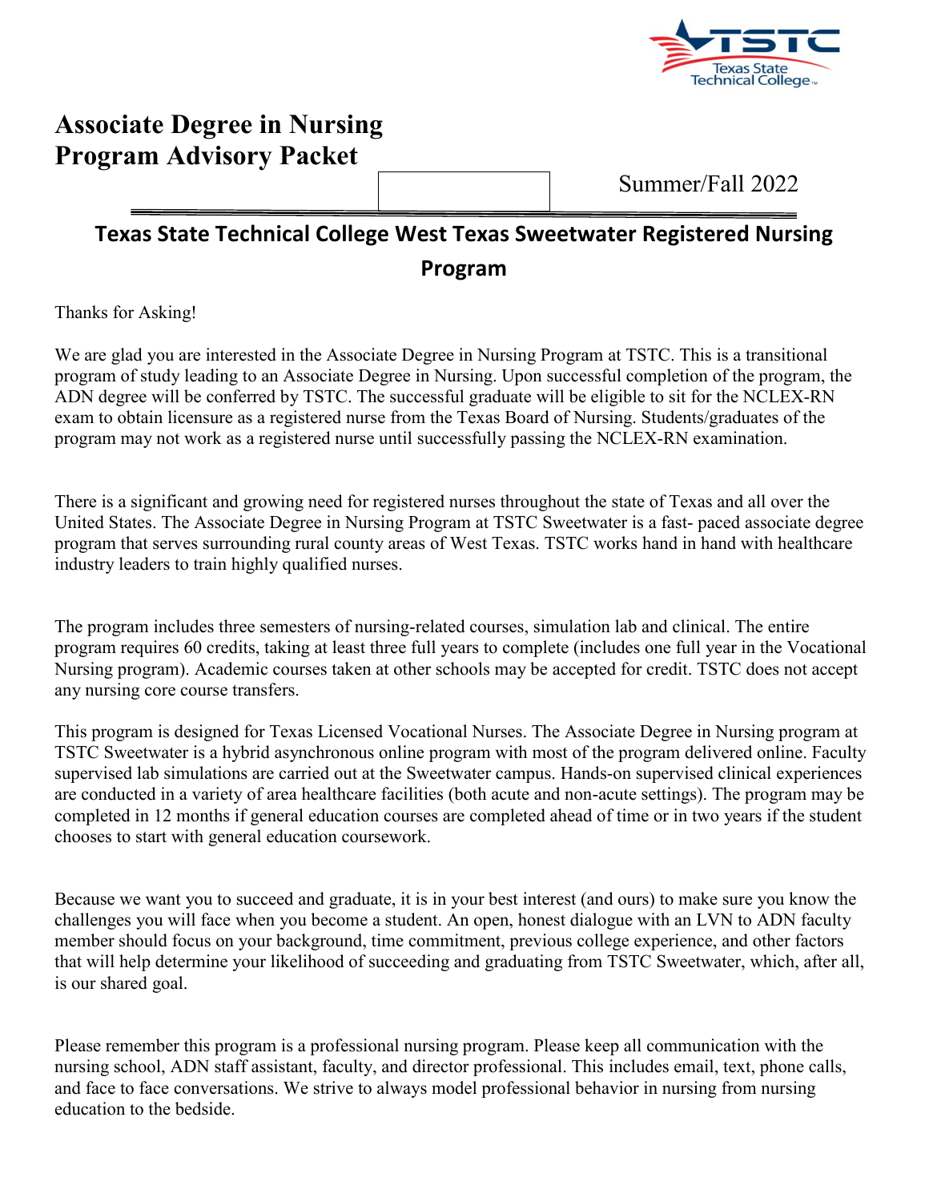# Associate Degree in Nursing Program Advisory Packet

Summer/Fall 2022

## Texas State Technical College West Texas Sweetwater Registered Nursing Program

Thanks for Asking!

We are glad you are interested in the Associate Degree in Nursing Program at TSTC. This is a transitional program of study leading to an Associate Degree in Nursing. Upon successful completion of the program, the ADN degree will be conferred by TSTC. The successful graduate will be eligible to sit for the NCLEX-RN exam to obtain licensure as a registered nurse from the Texas Board of Nursing. Students/graduates of the program may not work as a registered nurse until successfully passing the NCLEX-RN examination.

There is a significant and growing need for registered nurses throughout the state of Texas and all over the United States. The Associate Degree in Nursing Program at TSTC Sweetwater is a fast- paced associate degree program that serves surrounding rural county areas of West Texas. TSTC works hand in hand with healthcare industry leaders to train highly qualified nurses.

The program includes three semesters of nursing-related courses, simulation lab and clinical. The entire program requires 60 credits, taking at least three full years to complete (includes one full year in the Vocational Nursing program). Academic courses taken at other schools may be accepted for credit. TSTC does not accept any nursing core course transfers.

This program is designed for Texas Licensed Vocational Nurses. The Associate Degree in Nursing program at TSTC Sweetwater is a hybrid asynchronous online program with most of the program delivered online. Faculty supervised lab simulations are carried out at the Sweetwater campus. Hands-on supervised clinical experiences are conducted in a variety of area healthcare facilities (both acute and non-acute settings). The program may be completed in 12 months if general education courses are completed ahead of time or in two years if the student chooses to start with general education coursework.

Because we want you to succeed and graduate, it is in your best interest (and ours) to make sure you know the challenges you will face when you become a student. An open, honest dialogue with an LVN to ADN faculty member should focus on your background, time commitment, previous college experience, and other factors that will help determine your likelihood of succeeding and graduating from TSTC Sweetwater, which, after all, is our shared goal.

Please remember this program is a professional nursing program. Please keep all communication with the nursing school, ADN staff assistant, faculty, and director professional. This includes email, text, phone calls, and face to face conversations. We strive to always model professional behavior in nursing from nursing education to the bedside.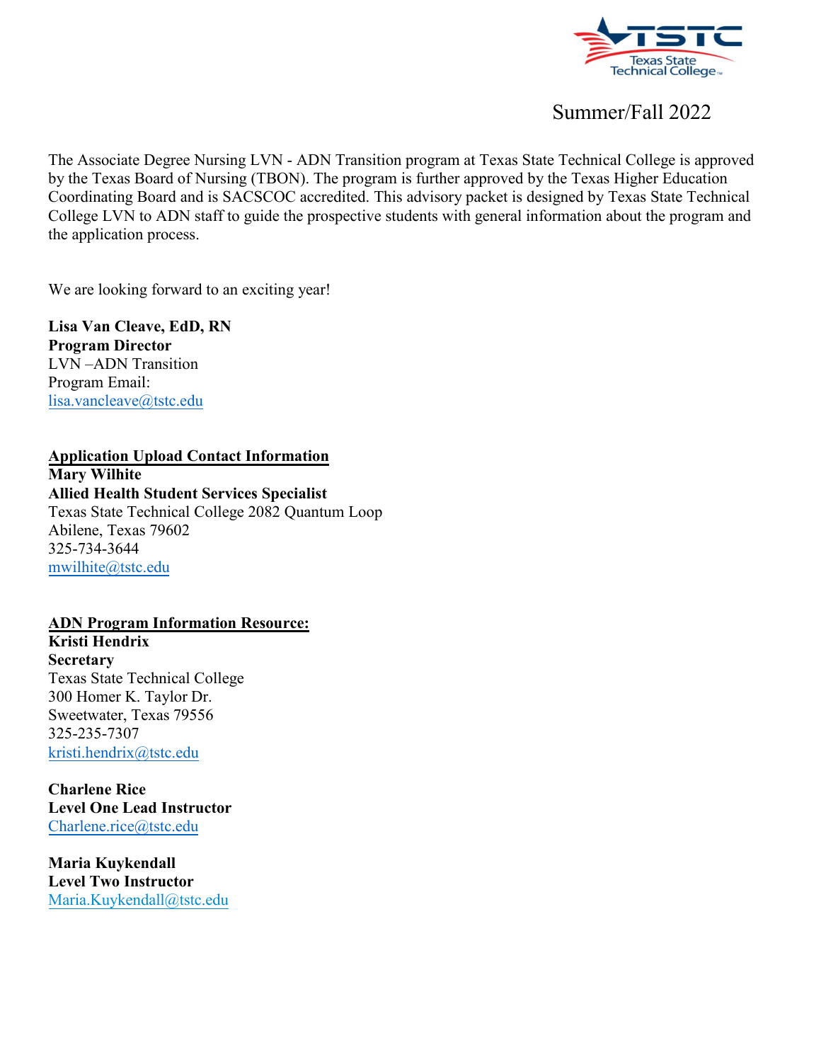Summer/Fall 2022

The Associate Degree Nursing LVN - ADN Transition program at Texas State Technical College is approved by the Texas Board of Nursing (TBON). The program is further approved by the Texas Higher Education Coordinating Board and is SACSCOC accredited. This advisory packet is designed by Texas State Technical College LVN to ADN staff to guide the prospective students with general information about the program and the application process.

We are looking forward to an exciting year!

**Lisa Van Cleave, EdD, RN**
**Program Director**
LVN –ADN Transition
Program Email:
lisa.vancleave@tstc.edu

**Application Upload Contact Information**
**Mary Wilhite**
**Allied Health Student Services Specialist**
Texas State Technical College 2082 Quantum Loop
Abilene, Texas 79602
325-734-3644
mwilhite@tstc.edu

**ADN Program Information Resource:**
**Kristi Hendrix**
**Secretary**
Texas State Technical College
300 Homer K. Taylor Dr.
Sweetwater, Texas 79556
325-235-7307
kristi.hendrix@tstc.edu

**Charlene Rice**
**Level One Lead Instructor**
Charlene.rice@tstc.edu

**Maria Kuykendall**
**Level Two Instructor**
Maria.Kuykendall@tstc.edu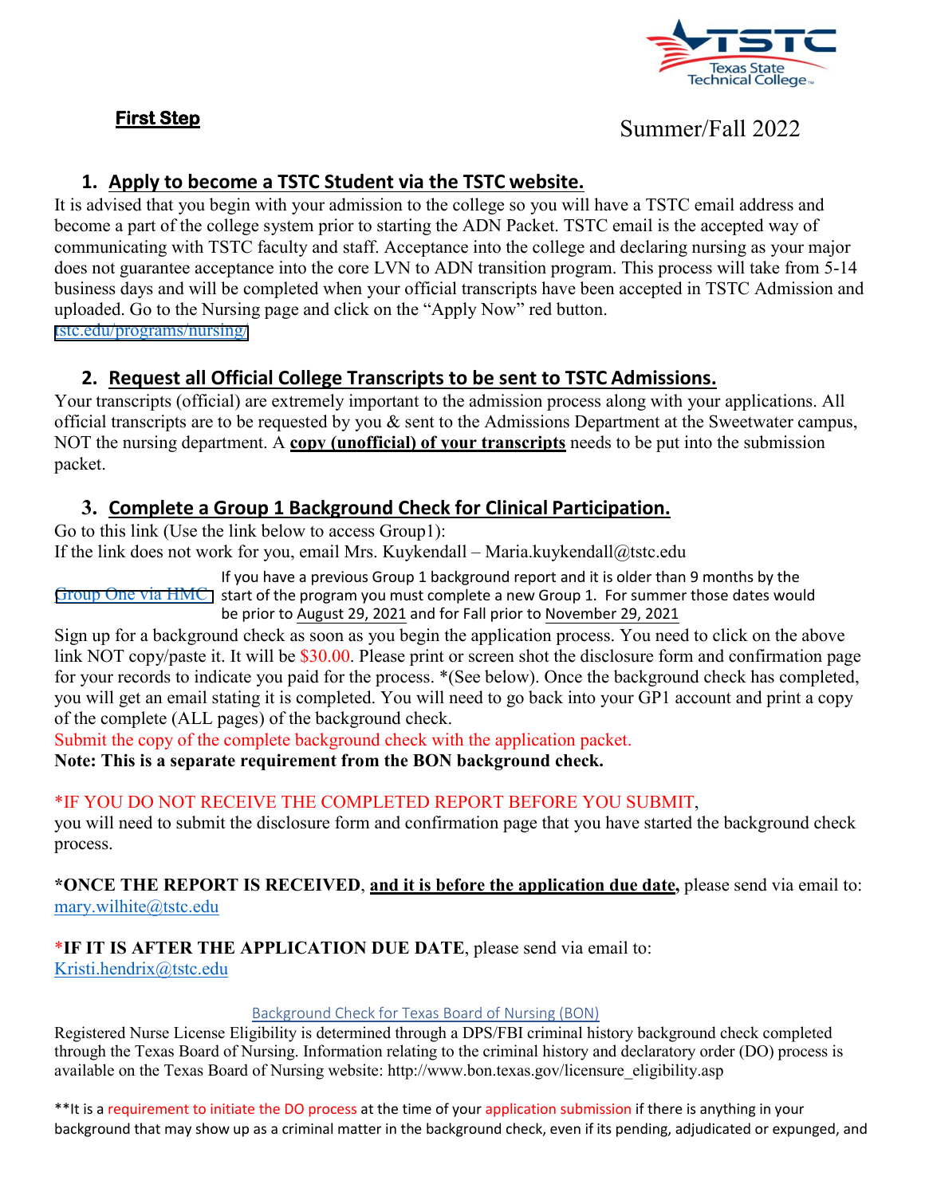**First Step**

Summer/Fall 2022

## 1. Apply to become a TSTC Student via the TSTC website.

It is advised that you begin with your admission to the college so you will have a TSTC email address and become a part of the college system prior to starting the ADN Packet. TSTC email is the accepted way of communicating with TSTC faculty and staff. Acceptance into the college and declaring nursing as your major does not guarantee acceptance into the core LVN to ADN transition program. This process will take from 5-14 business days and will be completed when your official transcripts have been accepted in TSTC Admission and uploaded. Go to the Nursing page and click on the "Apply Now" red button.

tstc.edu/programs/nursing/

## 2. Request all Official College Transcripts to be sent to TSTC Admissions.

Your transcripts (official) are extremely important to the admission process along with your applications. All official transcripts are to be requested by you & sent to the Admissions Department at the Sweetwater campus, NOT the nursing department. A **copy (unofficial) of your transcripts** needs to be put into the submission packet.

## 3. Complete a Group 1 Background Check for Clinical Participation.

Go to this link (Use the link below to access Group1):
If the link does not work for you, email Mrs. Kuykendall – Maria.kuykendall@tstc.edu

Group One via HMC

If you have a previous Group 1 background report and it is older than 9 months by the start of the program you must complete a new Group 1. For summer those dates would be prior to August 29, 2021 and for Fall prior to November 29, 2021

Sign up for a background check as soon as you begin the application process. You need to click on the above link NOT copy/paste it. It will be $30.00. Please print or screen shot the disclosure form and confirmation page for your records to indicate you paid for the process. *(See below). Once the background check has completed, you will get an email stating it is completed. You will need to go back into your GP1 account and print a copy of the complete (ALL pages) of the background check.

Submit the copy of the complete background check with the application packet.

**Note: This is a separate requirement from the BON background check.**

*IF YOU DO NOT RECEIVE THE COMPLETED REPORT BEFORE YOU SUBMIT, you will need to submit the disclosure form and confirmation page that you have started the background check process.

***ONCE THE REPORT IS RECEIVED**, **and it is before the application due date,** please send via email to: mary.wilhite@tstc.edu

***IF IT IS AFTER THE APPLICATION DUE DATE**, please send via email to: Kristi.hendrix@tstc.edu

Background Check for Texas Board of Nursing (BON)

Registered Nurse License Eligibility is determined through a DPS/FBI criminal history background check completed through the Texas Board of Nursing. Information relating to the criminal history and declaratory order (DO) process is available on the Texas Board of Nursing website: http://www.bon.texas.gov/licensure_eligibility.asp

**It is a requirement to initiate the DO process at the time of your application submission if there is anything in your background that may show up as a criminal matter in the background check, even if its pending, adjudicated or expunged, and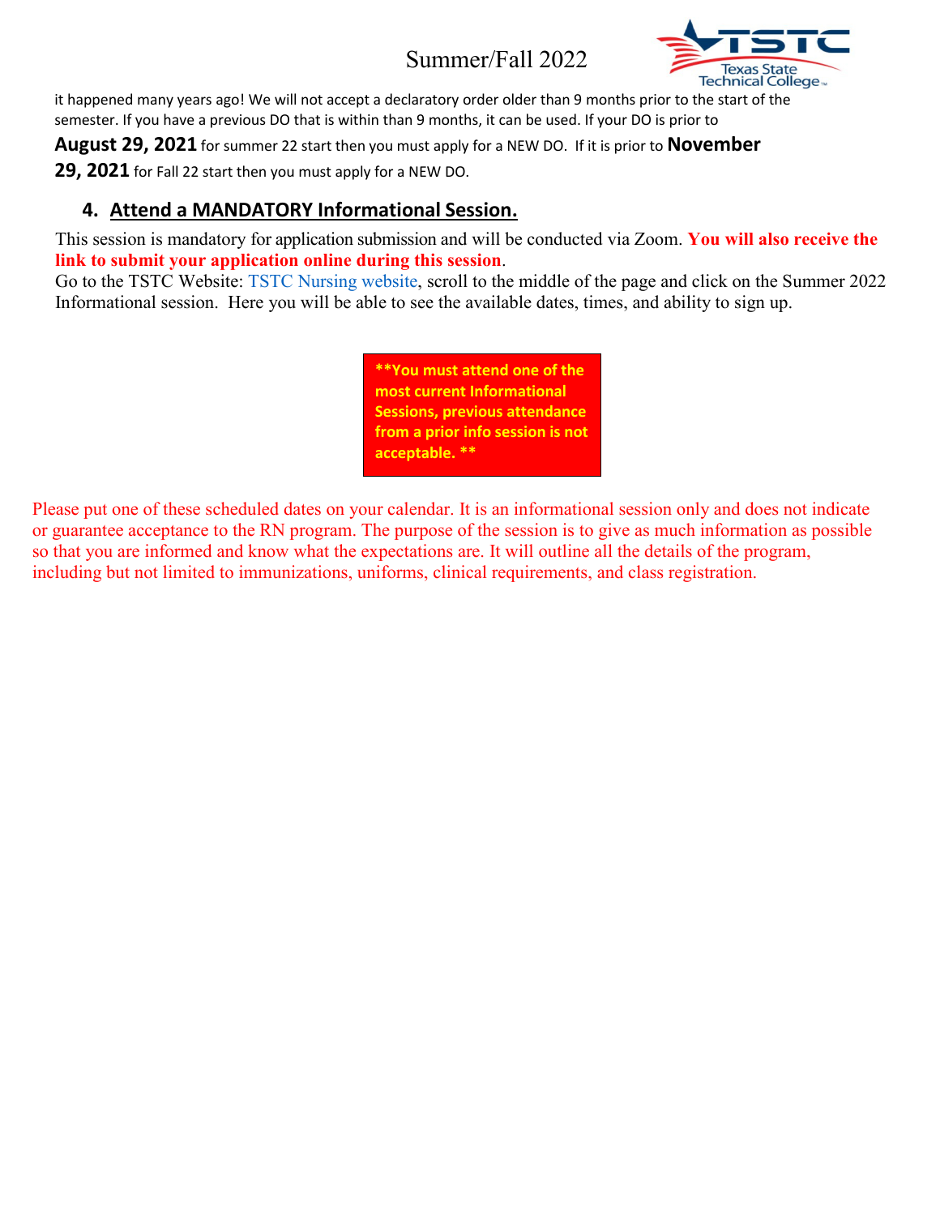it happened many years ago! We will not accept a declaratory order older than 9 months prior to the start of the semester. If you have a previous DO that is within than 9 months, it can be used. If your DO is prior to **August 29, 2021** for summer 22 start then you must apply for a NEW DO. If it is prior to **November 29, 2021** for Fall 22 start then you must apply for a NEW DO.

## 4. Attend a MANDATORY Informational Session.

This session is mandatory for application submission and will be conducted via Zoom. **You will also receive the link to submit your application online during this session**.
Go to the TSTC Website: TSTC Nursing website, scroll to the middle of the page and click on the Summer 2022 Informational session. Here you will be able to see the available dates, times, and ability to sign up.

****You must attend one of the most current Informational Sessions, previous attendance from a prior info session is not acceptable. ****

Please put one of these scheduled dates on your calendar. It is an informational session only and does not indicate or guarantee acceptance to the RN program. The purpose of the session is to give as much information as possible so that you are informed and know what the expectations are. It will outline all the details of the program, including but not limited to immunizations, uniforms, clinical requirements, and class registration.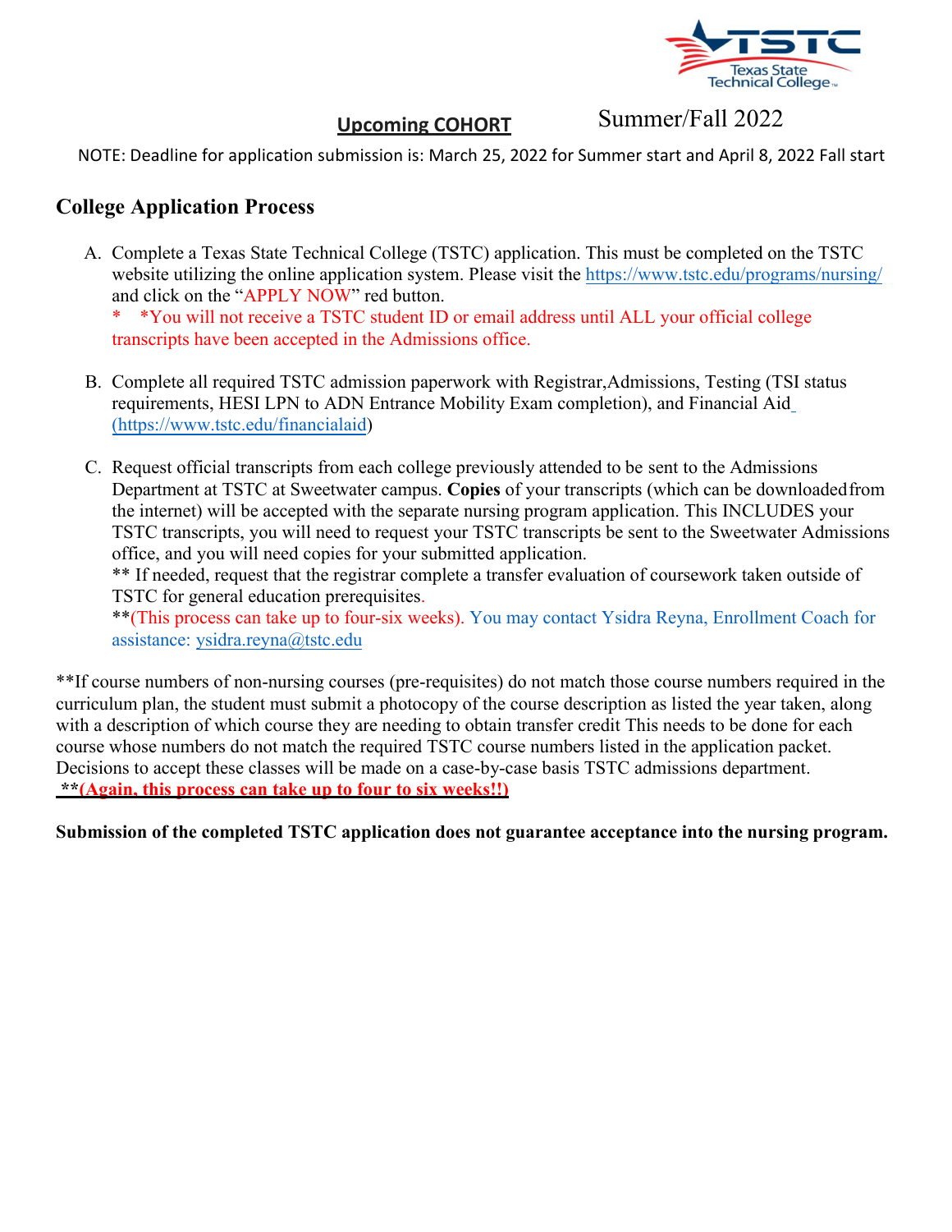**Upcoming COHORT** Summer/Fall 2022

NOTE: Deadline for application submission is: March 25, 2022 for Summer start and April 8, 2022 Fall start

## College Application Process

A. Complete a Texas State Technical College (TSTC) application. This must be completed on the TSTC website utilizing the online application system. Please visit the https://www.tstc.edu/programs/nursing/ and click on the "APPLY NOW" red button.
   * *You will not receive a TSTC student ID or email address until ALL your official college transcripts have been accepted in the Admissions office.

B. Complete all required TSTC admission paperwork with Registrar,Admissions, Testing (TSI status requirements, HESI LPN to ADN Entrance Mobility Exam completion), and Financial Aid (https://www.tstc.edu/financialaid)

C. Request official transcripts from each college previously attended to be sent to the Admissions Department at TSTC at Sweetwater campus. **Copies** of your transcripts (which can be downloaded from the internet) will be accepted with the separate nursing program application. This INCLUDES your TSTC transcripts, you will need to request your TSTC transcripts be sent to the Sweetwater Admissions office, and you will need copies for your submitted application.
   ** If needed, request that the registrar complete a transfer evaluation of coursework taken outside of TSTC for general education prerequisites.
   **(This process can take up to four-six weeks). You may contact Ysidra Reyna, Enrollment Coach for assistance: ysidra.reyna@tstc.edu

**If course numbers of non-nursing courses (pre-requisites) do not match those course numbers required in the curriculum plan, the student must submit a photocopy of the course description as listed the year taken, along with a description of which course they are needing to obtain transfer credit This needs to be done for each course whose numbers do not match the required TSTC course numbers listed in the application packet. Decisions to accept these classes will be made on a case-by-case basis TSTC admissions department.
**<u>**(Again, this process can take up to four to six weeks!!)</u>**

**Submission of the completed TSTC application does not guarantee acceptance into the nursing program.**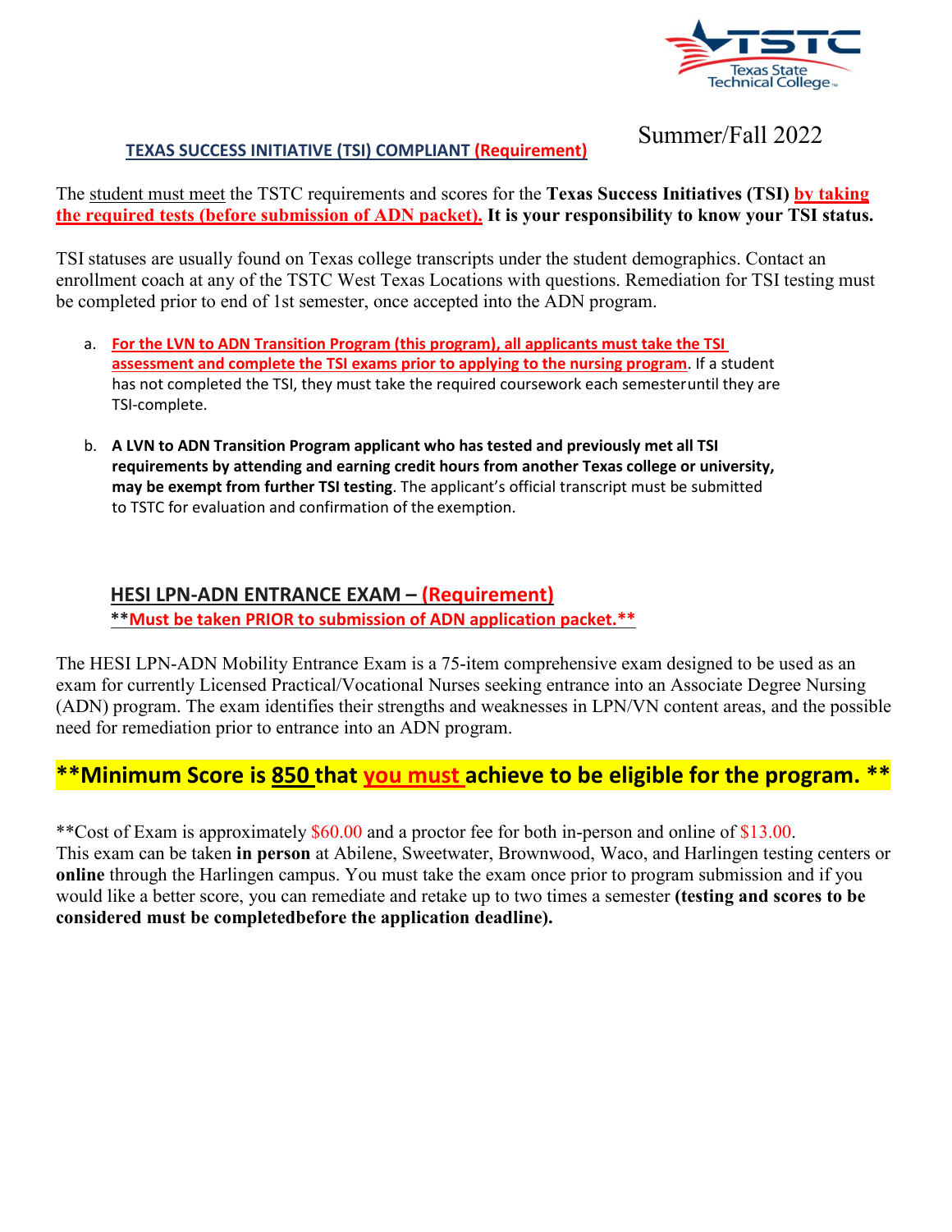Summer/Fall 2022

## TEXAS SUCCESS INITIATIVE (TSI) COMPLIANT (Requirement)

The student must meet the TSTC requirements and scores for the **Texas Success Initiatives (TSI)** **by taking the required tests (before submission of ADN packet). It is your responsibility to know your TSI status.**

TSI statuses are usually found on Texas college transcripts under the student demographics. Contact an enrollment coach at any of the TSTC West Texas Locations with questions. Remediation for TSI testing must be completed prior to end of 1st semester, once accepted into the ADN program.

a. **For the LVN to ADN Transition Program (this program), all applicants must take the TSI assessment and complete the TSI exams prior to applying to the nursing program**. If a student has not completed the TSI, they must take the required coursework each semester until they are TSI-complete.

b. **A LVN to ADN Transition Program applicant who has tested and previously met all TSI requirements by attending and earning credit hours from another Texas college or university, may be exempt from further TSI testing**. The applicant's official transcript must be submitted to TSTC for evaluation and confirmation of the exemption.

## HESI LPN-ADN ENTRANCE EXAM – (Requirement)

****Must be taken PRIOR to submission of ADN application packet.****

The HESI LPN-ADN Mobility Entrance Exam is a 75-item comprehensive exam designed to be used as an exam for currently Licensed Practical/Vocational Nurses seeking entrance into an Associate Degree Nursing (ADN) program. The exam identifies their strengths and weaknesses in LPN/VN content areas, and the possible need for remediation prior to entrance into an ADN program.

### **Minimum Score is 850 that you must achieve to be eligible for the program. **

**Cost of Exam is approximately $60.00 and a proctor fee for both in-person and online of $13.00. This exam can be taken **in person** at Abilene, Sweetwater, Brownwood, Waco, and Harlingen testing centers or **online** through the Harlingen campus. You must take the exam once prior to program submission and if you would like a better score, you can remediate and retake up to two times a semester **(testing and scores to be considered must be completedbefore the application deadline).**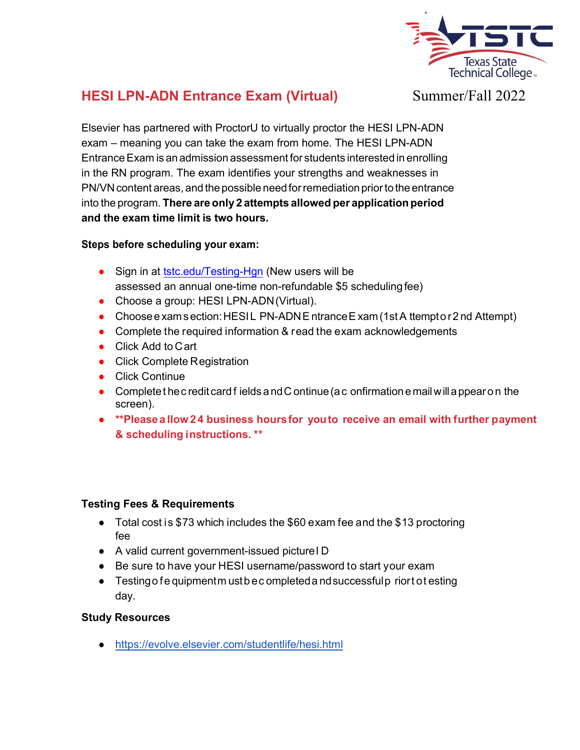# HESI LPN-ADN Entrance Exam (Virtual)

Summer/Fall 2022

Elsevier has partnered with ProctorU to virtually proctor the HESI LPN-ADN exam – meaning you can take the exam from home. The HESI LPN-ADN Entrance Exam is an admission assessment for students interested in enrolling in the RN program. The exam identifies your strengths and weaknesses in PN/VN content areas, and the possible need for remediation prior to the entrance into the program. **There are only 2 attempts allowed per application period and the exam time limit is two hours.**

**Steps before scheduling your exam:**

- Sign in at [tstc.edu/Testing-Hgn](tstc.edu/Testing-Hgn) (New users will be assessed an annual one-time non-refundable $5 scheduling fee)
- Choose a group: HESI LPN-ADN (Virtual).
- Choose exam section: HESI LPN-ADN Entrance Exam (1st Attempt or 2nd Attempt)
- Complete the required information & read the exam acknowledgements
- Click Add to Cart
- Click Complete Registration
- Click Continue
- Complete the credit card fields and Continue (a confirmation email will appear on the screen).
- **\*\*Please allow 24 business hours for you to receive an email with further payment & scheduling instructions. \*\***

**Testing Fees & Requirements**

- Total cost is $73 which includes the $60 exam fee and the $13 proctoring fee
- A valid current government-issued picture ID
- Be sure to have your HESI username/password to start your exam
- Testing of equipment must be completed and successful prior to testing day.

**Study Resources**

- [https://evolve.elsevier.com/studentlife/hesi.html](https://evolve.elsevier.com/studentlife/hesi.html)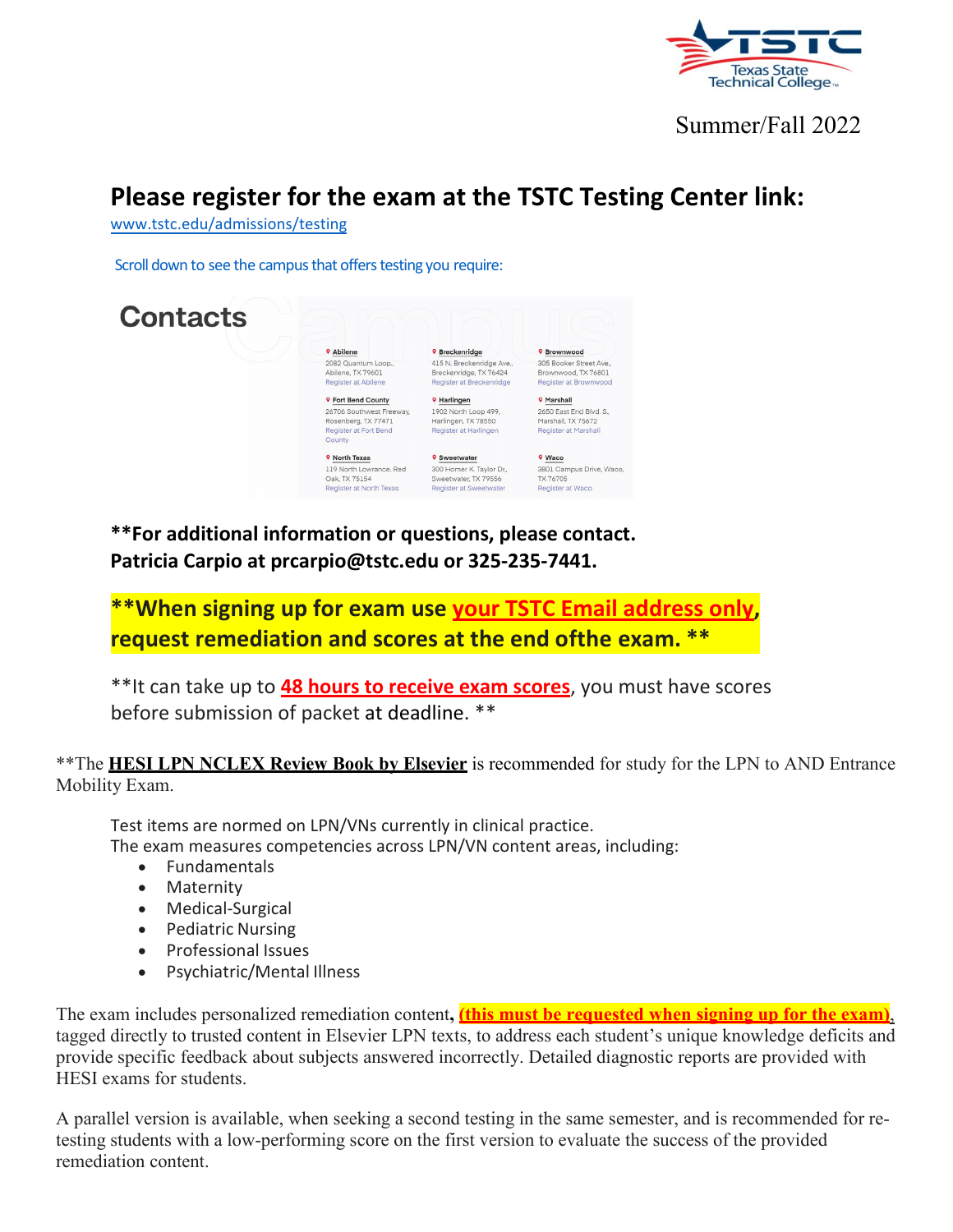Summer/Fall 2022

# Please register for the exam at the TSTC Testing Center link:

www.tstc.edu/admissions/testing

Scroll down to see the campus that offers testing you require:

## Contacts

| | | |
|---|---|---|
| **Abilene**<br>2082 Quantum Loop,<br>Abilene, TX 79601<br>Register at Abilene | **Breckenridge**<br>415 N. Breckenridge Ave.,<br>Breckenridge, TX 76424<br>Register at Breckenridge | **Brownwood**<br>305 Booker Street Ave.,<br>Brownwood, TX 76801<br>Register at Brownwood |
| **Fort Bend County**<br>26706 Southwest Freeway,<br>Rosenberg, TX 77471<br>Register at Fort Bend County | **Harlingen**<br>1902 North Loop 499,<br>Harlingen, TX 78550<br>Register at Harlingen | **Marshall**<br>2650 East End Blvd. S.,<br>Marshall, TX 75672<br>Register at Marshall |
| **North Texas**<br>119 North Lowrance, Red Oak, TX 75154<br>Register at North Texas | **Sweetwater**<br>300 Homer K. Taylor Dr.,<br>Sweetwater, TX 79556<br>Register at Sweetwater | **Waco**<br>3801 Campus Drive, Waco,<br>TX 76705<br>Register at Waco |

**\*\*For additional information or questions, please contact.
Patricia Carpio at prcarpio@tstc.edu or 325-235-7441.**

**\*\*When signing up for exam use <u>your TSTC Email address only</u>, request remediation and scores at the end ofthe exam. \*\***

\*\*It can take up to **<u>48 hours to receive exam scores</u>**, you must have scores before submission of packet at deadline. \*\*

\*\*The **<u>HESI LPN NCLEX Review Book by Elsevier</u>** is recommended for study for the LPN to AND Entrance Mobility Exam.

Test items are normed on LPN/VNs currently in clinical practice.
The exam measures competencies across LPN/VN content areas, including:

- Fundamentals
- Maternity
- Medical-Surgical
- Pediatric Nursing
- Professional Issues
- Psychiatric/Mental Illness

The exam includes personalized remediation content**, <u>(this must be requested when signing up for the exam)</u>**, tagged directly to trusted content in Elsevier LPN texts, to address each student's unique knowledge deficits and provide specific feedback about subjects answered incorrectly. Detailed diagnostic reports are provided with HESI exams for students.

A parallel version is available, when seeking a second testing in the same semester, and is recommended for re-testing students with a low-performing score on the first version to evaluate the success of the provided remediation content.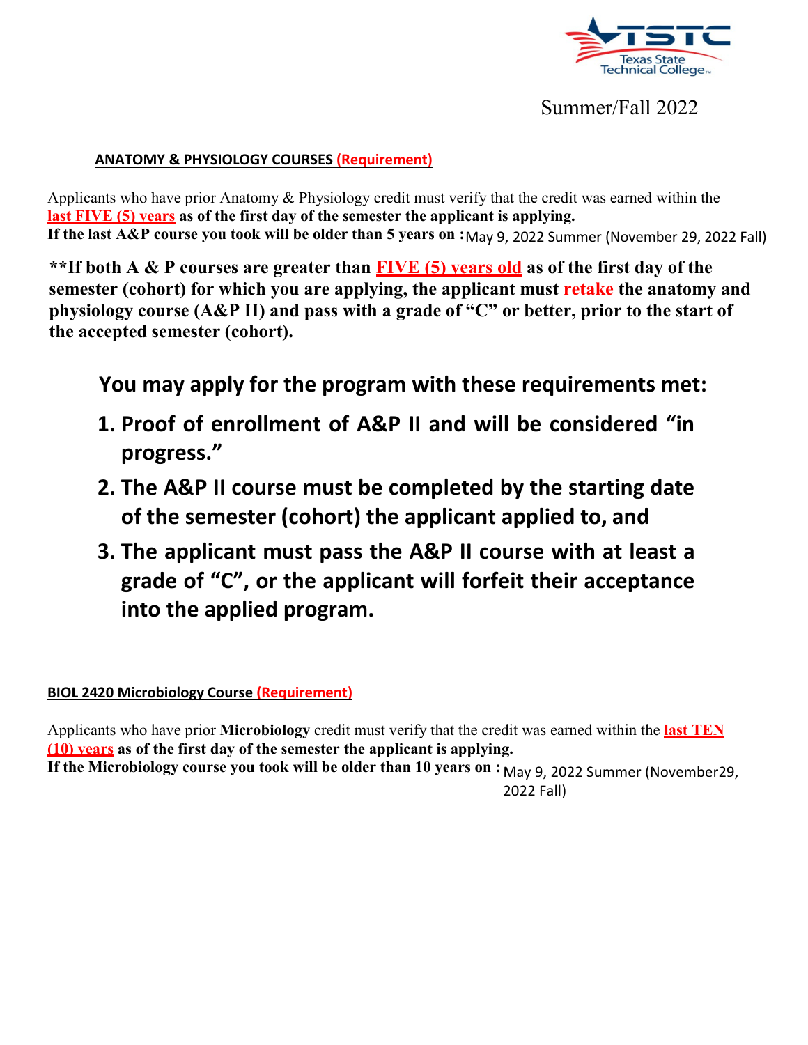Summer/Fall 2022

**ANATOMY & PHYSIOLOGY COURSES (Requirement)**

Applicants who have prior Anatomy & Physiology credit must verify that the credit was earned within the **last FIVE (5) years as of the first day of the semester the applicant is applying.**
**If the last A&P course you took will be older than 5 years on :** May 9, 2022 Summer (November 29, 2022 Fall)

**\*\*If both A & P courses are greater than FIVE (5) years old as of the first day of the semester (cohort) for which you are applying, the applicant must retake the anatomy and physiology course (A&P II) and pass with a grade of "C" or better, prior to the start of the accepted semester (cohort).**

**You may apply for the program with these requirements met:**

1. **Proof of enrollment of A&P II and will be considered "in progress."**
2. **The A&P II course must be completed by the starting date of the semester (cohort) the applicant applied to, and**
3. **The applicant must pass the A&P II course with at least a grade of "C", or the applicant will forfeit their acceptance into the applied program.**

**BIOL 2420 Microbiology Course (Requirement)**

Applicants who have prior **Microbiology** credit must verify that the credit was earned within the **last TEN (10) years as of the first day of the semester the applicant is applying.**
**If the Microbiology course you took will be older than 10 years on :** May 9, 2022 Summer (November29, 2022 Fall)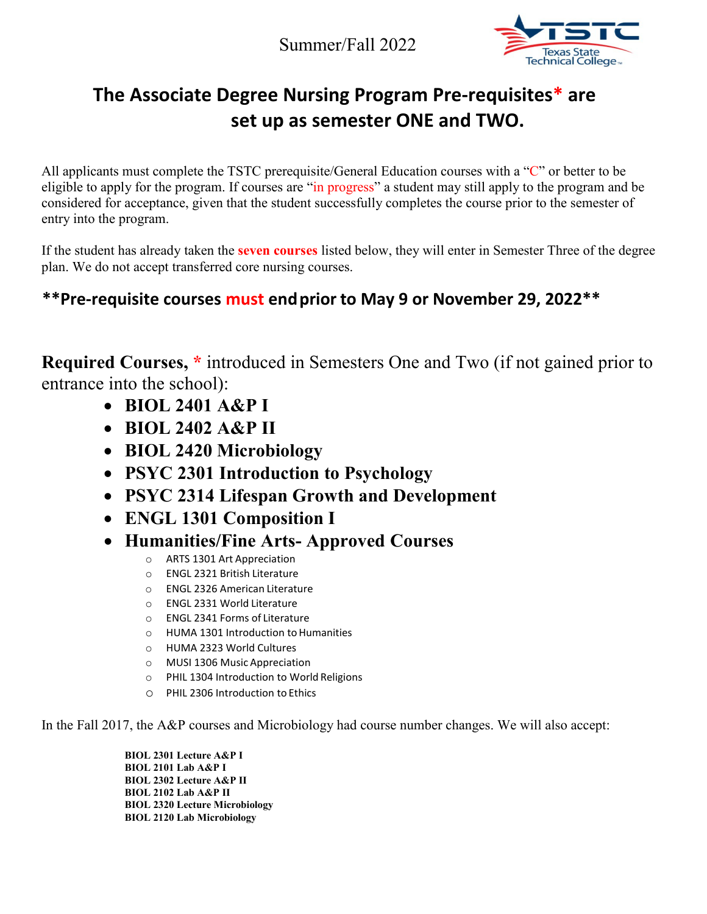Summer/Fall 2022

# The Associate Degree Nursing Program Pre-requisites* are set up as semester ONE and TWO.

All applicants must complete the TSTC prerequisite/General Education courses with a "C" or better to be eligible to apply for the program. If courses are "in progress" a student may still apply to the program and be considered for acceptance, given that the student successfully completes the course prior to the semester of entry into the program.

If the student has already taken the **seven courses** listed below, they will enter in Semester Three of the degree plan. We do not accept transferred core nursing courses.

### **Pre-requisite courses must end prior to May 9 or November 29, 2022**

**Required Courses,** * introduced in Semesters One and Two (if not gained prior to entrance into the school):

- **BIOL 2401 A&P I**
- **BIOL 2402 A&P II**
- **BIOL 2420 Microbiology**
- **PSYC 2301 Introduction to Psychology**
- **PSYC 2314 Lifespan Growth and Development**
- **ENGL 1301 Composition I**
- **Humanities/Fine Arts- Approved Courses**
  - ARTS 1301 Art Appreciation
  - ENGL 2321 British Literature
  - ENGL 2326 American Literature
  - ENGL 2331 World Literature
  - ENGL 2341 Forms of Literature
  - HUMA 1301 Introduction to Humanities
  - HUMA 2323 World Cultures
  - MUSI 1306 Music Appreciation
  - PHIL 1304 Introduction to World Religions
  - PHIL 2306 Introduction to Ethics

In the Fall 2017, the A&P courses and Microbiology had course number changes. We will also accept:

**BIOL 2301 Lecture A&P I**
**BIOL 2101 Lab A&P I**
**BIOL 2302 Lecture A&P II**
**BIOL 2102 Lab A&P II**
**BIOL 2320 Lecture Microbiology**
**BIOL 2120 Lab Microbiology**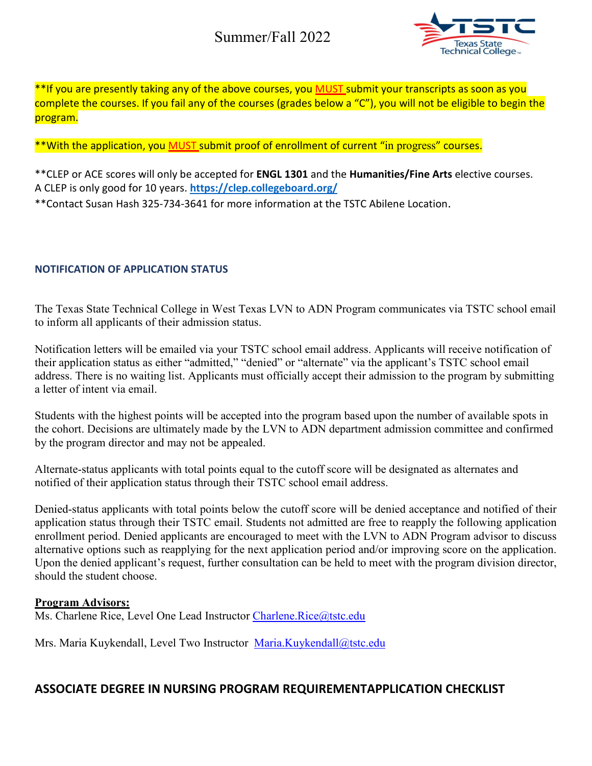**If you are presently taking any of the above courses, you MUST submit your transcripts as soon as you complete the courses. If you fail any of the courses (grades below a "C"), you will not be eligible to begin the program.

**With the application, you MUST submit proof of enrollment of current "in progress" courses.

**CLEP or ACE scores will only be accepted for **ENGL 1301** and the **Humanities/Fine Arts** elective courses. A CLEP is only good for 10 years. **https://clep.collegeboard.org/**

**Contact Susan Hash 325-734-3641 for more information at the TSTC Abilene Location.

### NOTIFICATION OF APPLICATION STATUS

The Texas State Technical College in West Texas LVN to ADN Program communicates via TSTC school email to inform all applicants of their admission status.

Notification letters will be emailed via your TSTC school email address. Applicants will receive notification of their application status as either "admitted," "denied" or "alternate" via the applicant's TSTC school email address. There is no waiting list. Applicants must officially accept their admission to the program by submitting a letter of intent via email.

Students with the highest points will be accepted into the program based upon the number of available spots in the cohort. Decisions are ultimately made by the LVN to ADN department admission committee and confirmed by the program director and may not be appealed.

Alternate-status applicants with total points equal to the cutoff score will be designated as alternates and notified of their application status through their TSTC school email address.

Denied-status applicants with total points below the cutoff score will be denied acceptance and notified of their application status through their TSTC email. Students not admitted are free to reapply the following application enrollment period. Denied applicants are encouraged to meet with the LVN to ADN Program advisor to discuss alternative options such as reapplying for the next application period and/or improving score on the application. Upon the denied applicant's request, further consultation can be held to meet with the program division director, should the student choose.

**Program Advisors:**

Ms. Charlene Rice, Level One Lead Instructor Charlene.Rice@tstc.edu

Mrs. Maria Kuykendall, Level Two Instructor Maria.Kuykendall@tstc.edu

## ASSOCIATE DEGREE IN NURSING PROGRAM REQUIREMENTAPPLICATION CHECKLIST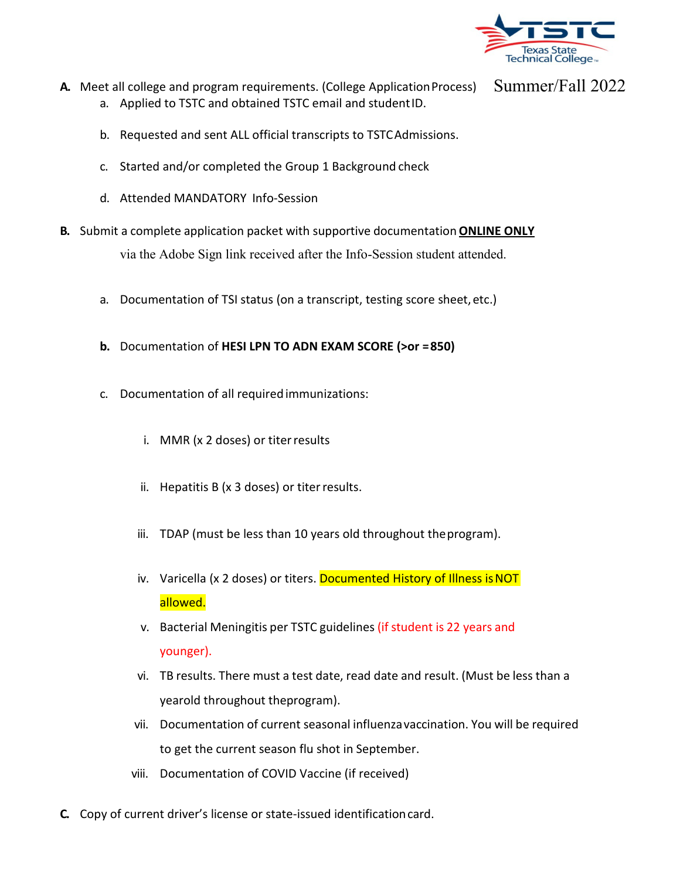Summer/Fall 2022

**A.** Meet all college and program requirements. (College Application Process)

   a. Applied to TSTC and obtained TSTC email and student ID.

   b. Requested and sent ALL official transcripts to TSTC Admissions.

   c. Started and/or completed the Group 1 Background check

   d. Attended MANDATORY Info-Session

**B.** Submit a complete application packet with supportive documentation **ONLINE ONLY** via the Adobe Sign link received after the Info-Session student attended.

   a. Documentation of TSI status (on a transcript, testing score sheet, etc.)

   **b.** Documentation of **HESI LPN TO ADN EXAM SCORE (>or = 850)**

   c. Documentation of all required immunizations:

      i. MMR (x 2 doses) or titer results

      ii. Hepatitis B (x 3 doses) or titer results.

      iii. TDAP (must be less than 10 years old throughout the program).

      iv. Varicella (x 2 doses) or titers. Documented History of Illness is NOT allowed.

      v. Bacterial Meningitis per TSTC guidelines (if student is 22 years and younger).

      vi. TB results. There must a test date, read date and result. (Must be less than a yearold throughout theprogram).

      vii. Documentation of current seasonal influenza vaccination. You will be required to get the current season flu shot in September.

      viii. Documentation of COVID Vaccine (if received)

**C.** Copy of current driver's license or state-issued identification card.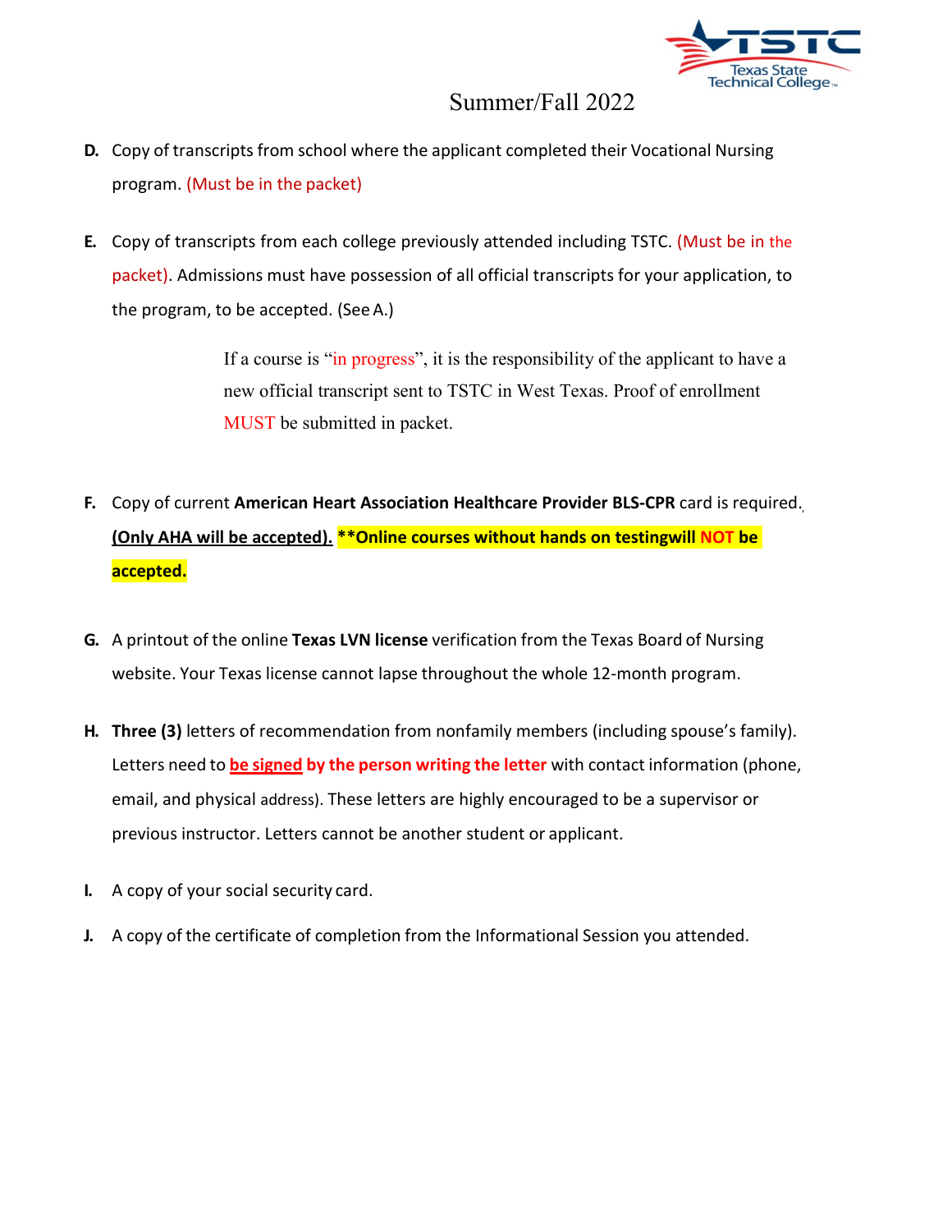Summer/Fall 2022

**D.** Copy of transcripts from school where the applicant completed their Vocational Nursing program. (Must be in the packet)

**E.** Copy of transcripts from each college previously attended including TSTC. (Must be in the packet). Admissions must have possession of all official transcripts for your application, to the program, to be accepted. (See A.)

> If a course is "in progress", it is the responsibility of the applicant to have a new official transcript sent to TSTC in West Texas. Proof of enrollment MUST be submitted in packet.

**F.** Copy of current **American Heart Association Healthcare Provider BLS-CPR** card is required. **(Only AHA will be accepted).** **\*\*Online courses without hands on testingwill NOT be accepted.**

**G.** A printout of the online **Texas LVN license** verification from the Texas Board of Nursing website. Your Texas license cannot lapse throughout the whole 12-month program.

**H.** **Three (3)** letters of recommendation from nonfamily members (including spouse's family). Letters need to **be signed by the person writing the letter** with contact information (phone, email, and physical address). These letters are highly encouraged to be a supervisor or previous instructor. Letters cannot be another student or applicant.

**I.** A copy of your social security card.

**J.** A copy of the certificate of completion from the Informational Session you attended.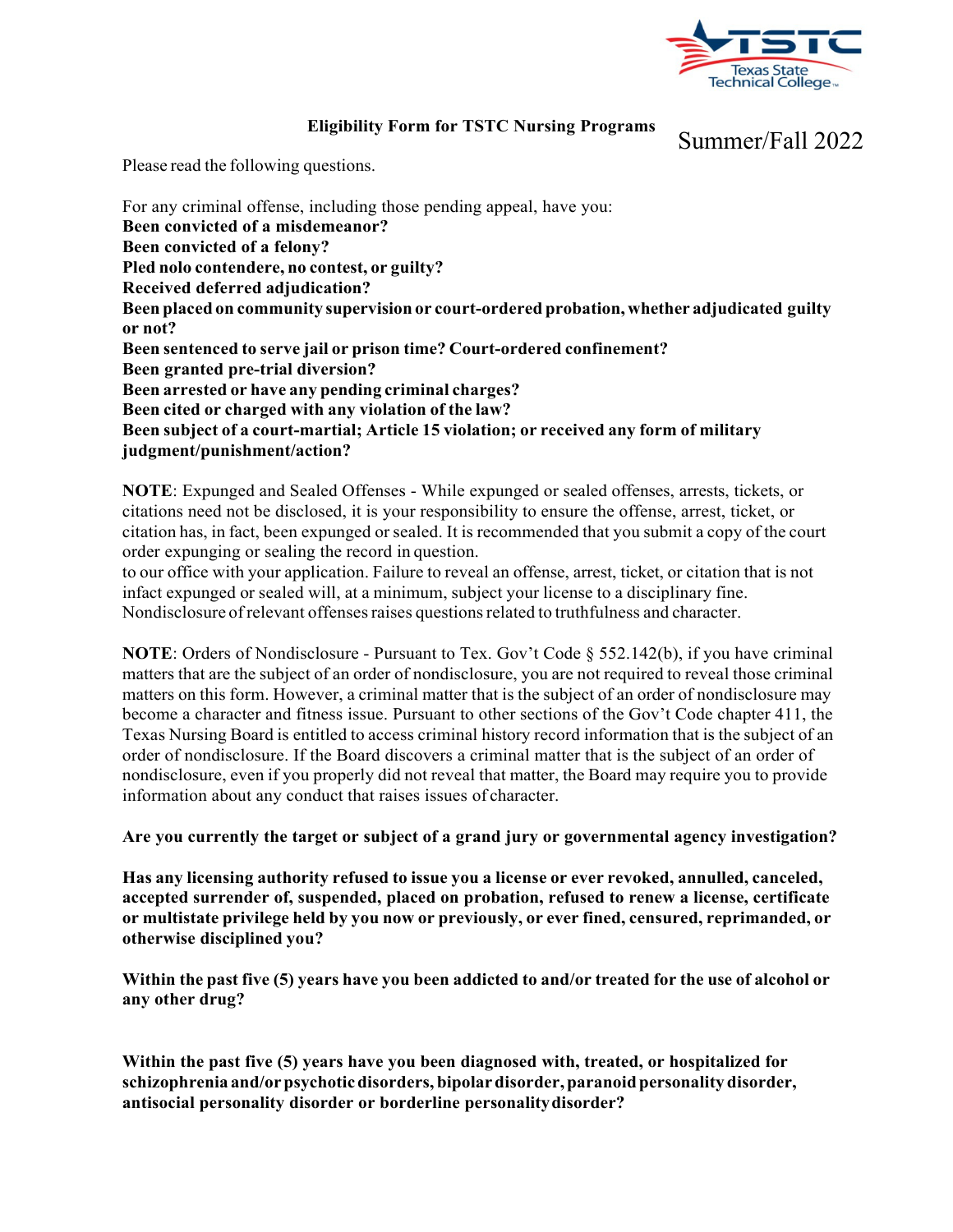## Eligibility Form for TSTC Nursing Programs

Summer/Fall 2022

Please read the following questions.

For any criminal offense, including those pending appeal, have you:

**Been convicted of a misdemeanor?**
**Been convicted of a felony?**
**Pled nolo contendere, no contest, or guilty?**
**Received deferred adjudication?**
**Been placed on community supervision or court-ordered probation, whether adjudicated guilty or not?**
**Been sentenced to serve jail or prison time? Court-ordered confinement?**
**Been granted pre-trial diversion?**
**Been arrested or have any pending criminal charges?**
**Been cited or charged with any violation of the law?**
**Been subject of a court-martial; Article 15 violation; or received any form of military judgment/punishment/action?**

**NOTE**: Expunged and Sealed Offenses - While expunged or sealed offenses, arrests, tickets, or citations need not be disclosed, it is your responsibility to ensure the offense, arrest, ticket, or citation has, in fact, been expunged or sealed. It is recommended that you submit a copy of the court order expunging or sealing the record in question.
to our office with your application. Failure to reveal an offense, arrest, ticket, or citation that is not infact expunged or sealed will, at a minimum, subject your license to a disciplinary fine. Nondisclosure of relevant offenses raises questions related to truthfulness and character.

**NOTE**: Orders of Nondisclosure - Pursuant to Tex. Gov't Code § 552.142(b), if you have criminal matters that are the subject of an order of nondisclosure, you are not required to reveal those criminal matters on this form. However, a criminal matter that is the subject of an order of nondisclosure may become a character and fitness issue. Pursuant to other sections of the Gov't Code chapter 411, the Texas Nursing Board is entitled to access criminal history record information that is the subject of an order of nondisclosure. If the Board discovers a criminal matter that is the subject of an order of nondisclosure, even if you properly did not reveal that matter, the Board may require you to provide information about any conduct that raises issues of character.

**Are you currently the target or subject of a grand jury or governmental agency investigation?**

**Has any licensing authority refused to issue you a license or ever revoked, annulled, canceled, accepted surrender of, suspended, placed on probation, refused to renew a license, certificate or multistate privilege held by you now or previously, or ever fined, censured, reprimanded, or otherwise disciplined you?**

**Within the past five (5) years have you been addicted to and/or treated for the use of alcohol or any other drug?**

**Within the past five (5) years have you been diagnosed with, treated, or hospitalized for schizophrenia and/or psychotic disorders, bipolar disorder, paranoid personality disorder, antisocial personality disorder or borderline personality disorder?**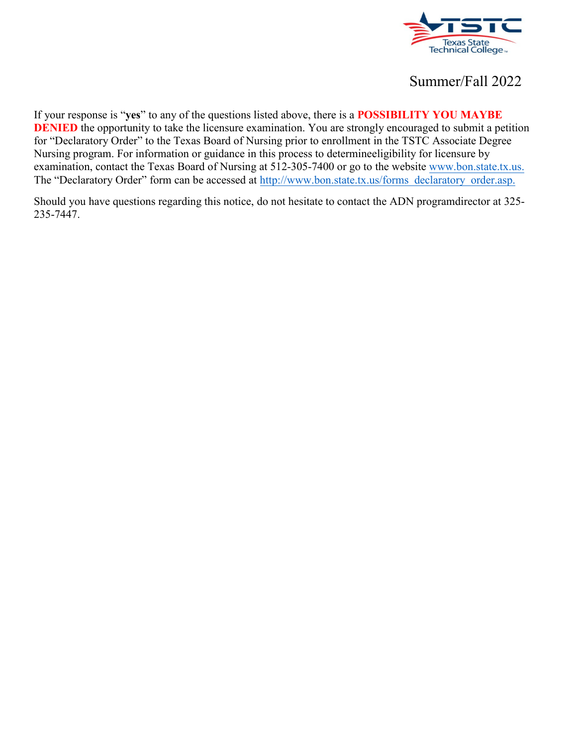Summer/Fall 2022

If your response is "**yes**" to any of the questions listed above, there is a **POSSIBILITY YOU MAYBE DENIED** the opportunity to take the licensure examination. You are strongly encouraged to submit a petition for "Declaratory Order" to the Texas Board of Nursing prior to enrollment in the TSTC Associate Degree Nursing program. For information or guidance in this process to determineeligibility for licensure by examination, contact the Texas Board of Nursing at 512-305-7400 or go to the website www.bon.state.tx.us. The "Declaratory Order" form can be accessed at http://www.bon.state.tx.us/forms_declaratory_order.asp.

Should you have questions regarding this notice, do not hesitate to contact the ADN programdirector at 325-235-7447.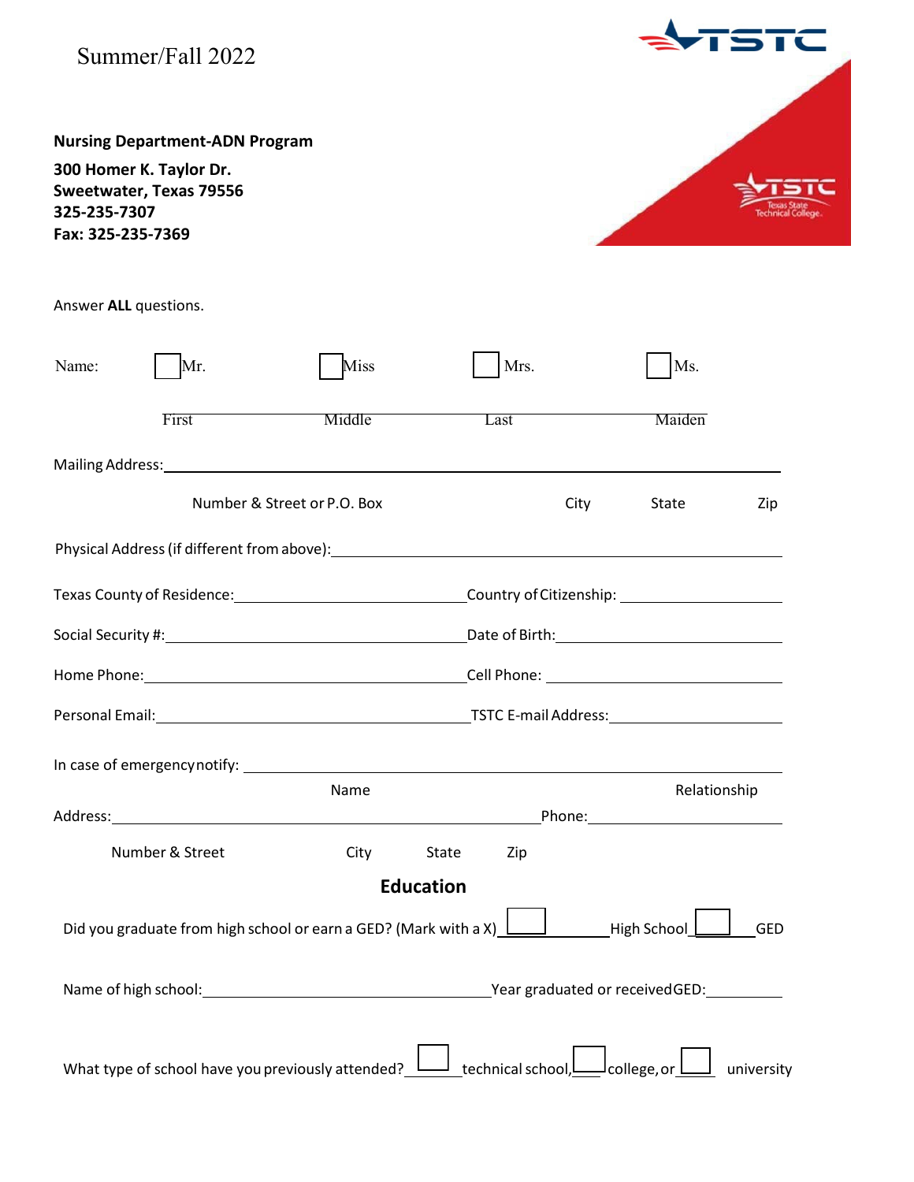Summer/Fall 2022

**Nursing Department-ADN Program**

**300 Homer K. Taylor Dr.**
**Sweetwater, Texas 79556**
**325-235-7307**
**Fax: 325-235-7369**

Answer **ALL** questions.

Name: ☐ Mr. ☐ Miss ☐ Mrs. ☐ Ms.

First ____________ Middle ____________ Last ____________ Maiden ____________

Mailing Address: ______________________________________________

Number & Street or P.O. Box City State Zip

Physical Address (if different from above): ______________________________________________

Texas County of Residence: ______________________ Country of Citizenship: ______________________

Social Security #: ______________________ Date of Birth: ______________________

Home Phone: ______________________ Cell Phone: ______________________

Personal Email: ______________________ TSTC E-mail Address: ______________________

In case of emergency notify: ______________________________________________

Name Relationship

Address: ______________________________________ Phone: ______________________

Number & Street City State Zip

## Education

Did you graduate from high school or earn a GED? (Mark with a X) ☐ High School ☐ GED

Name of high school: ______________________ Year graduated or received GED: __________

What type of school have you previously attended? ☐ technical school, ☐ college, or ☐ university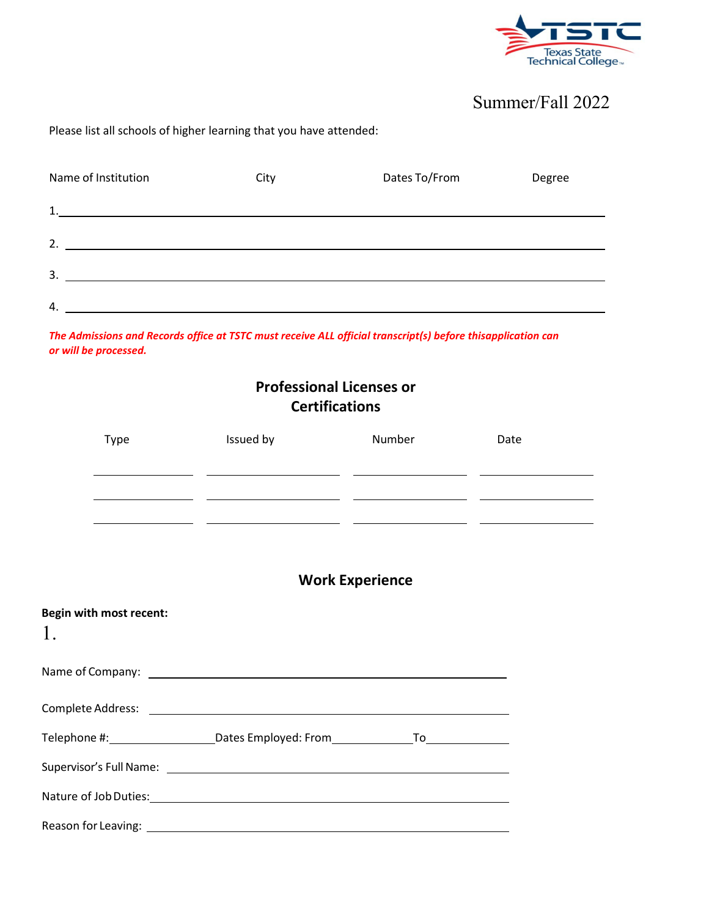Summer/Fall 2022

Please list all schools of higher learning that you have attended:

| Name of Institution | City | Dates To/From | Degree |
| --- | --- | --- | --- |
| 1. | | | |
| 2. | | | |
| 3. | | | |
| 4. | | | |

***The Admissions and Records office at TSTC must receive ALL official transcript(s) before thisapplication can or will be processed.***

## Professional Licenses or Certifications

| Type | Issued by | Number | Date |
| --- | --- | --- | --- |
| | | | |
| | | | |
| | | | |

## Work Experience

**Begin with most recent:**

1.

Name of Company: \_\_\_\_\_\_\_\_\_\_\_\_\_\_\_\_\_\_\_\_\_\_\_\_\_\_\_\_\_\_

Complete Address: \_\_\_\_\_\_\_\_\_\_\_\_\_\_\_\_\_\_\_\_\_\_\_\_\_\_\_\_\_\_

Telephone #:\_\_\_\_\_\_\_\_\_\_\_\_ Dates Employed: From\_\_\_\_\_\_\_\_\_\_ To\_\_\_\_\_\_\_\_\_\_

Supervisor's Full Name: \_\_\_\_\_\_\_\_\_\_\_\_\_\_\_\_\_\_\_\_\_\_\_\_\_\_\_\_\_\_

Nature of Job Duties:\_\_\_\_\_\_\_\_\_\_\_\_\_\_\_\_\_\_\_\_\_\_\_\_\_\_\_\_\_\_

Reason for Leaving: \_\_\_\_\_\_\_\_\_\_\_\_\_\_\_\_\_\_\_\_\_\_\_\_\_\_\_\_\_\_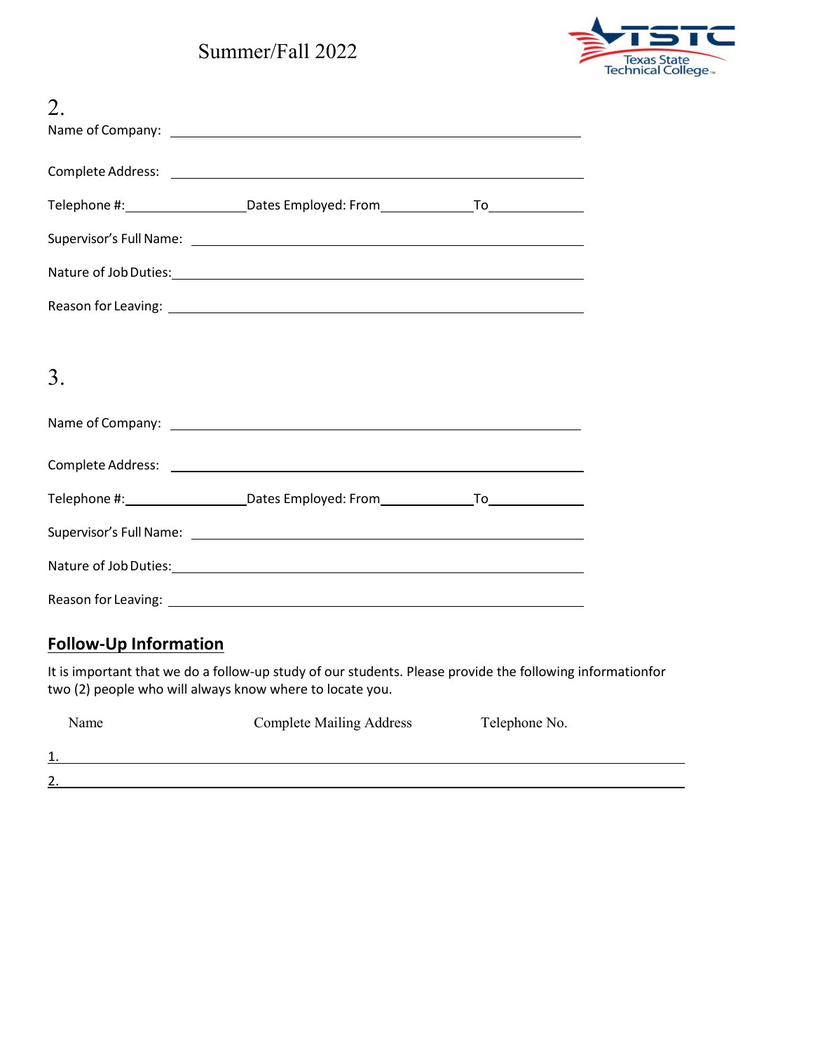Summer/Fall 2022

2.

Name of Company: ______________________________________________

Complete Address: ______________________________________________

Telephone #:________________ Dates Employed: From____________ To____________

Supervisor's Full Name: ______________________________________________

Nature of Job Duties: ______________________________________________

Reason for Leaving: ______________________________________________

3.

Name of Company: ______________________________________________

Complete Address: ______________________________________________

Telephone #:________________ Dates Employed: From____________ To____________

Supervisor's Full Name: ______________________________________________

Nature of Job Duties: ______________________________________________

Reason for Leaving: ______________________________________________

## Follow-Up Information

It is important that we do a follow-up study of our students. Please provide the following informationfor two (2) people who will always know where to locate you.

| Name | Complete Mailing Address | Telephone No. |
|---|---|---|
| 1. | | |
| 2. | | |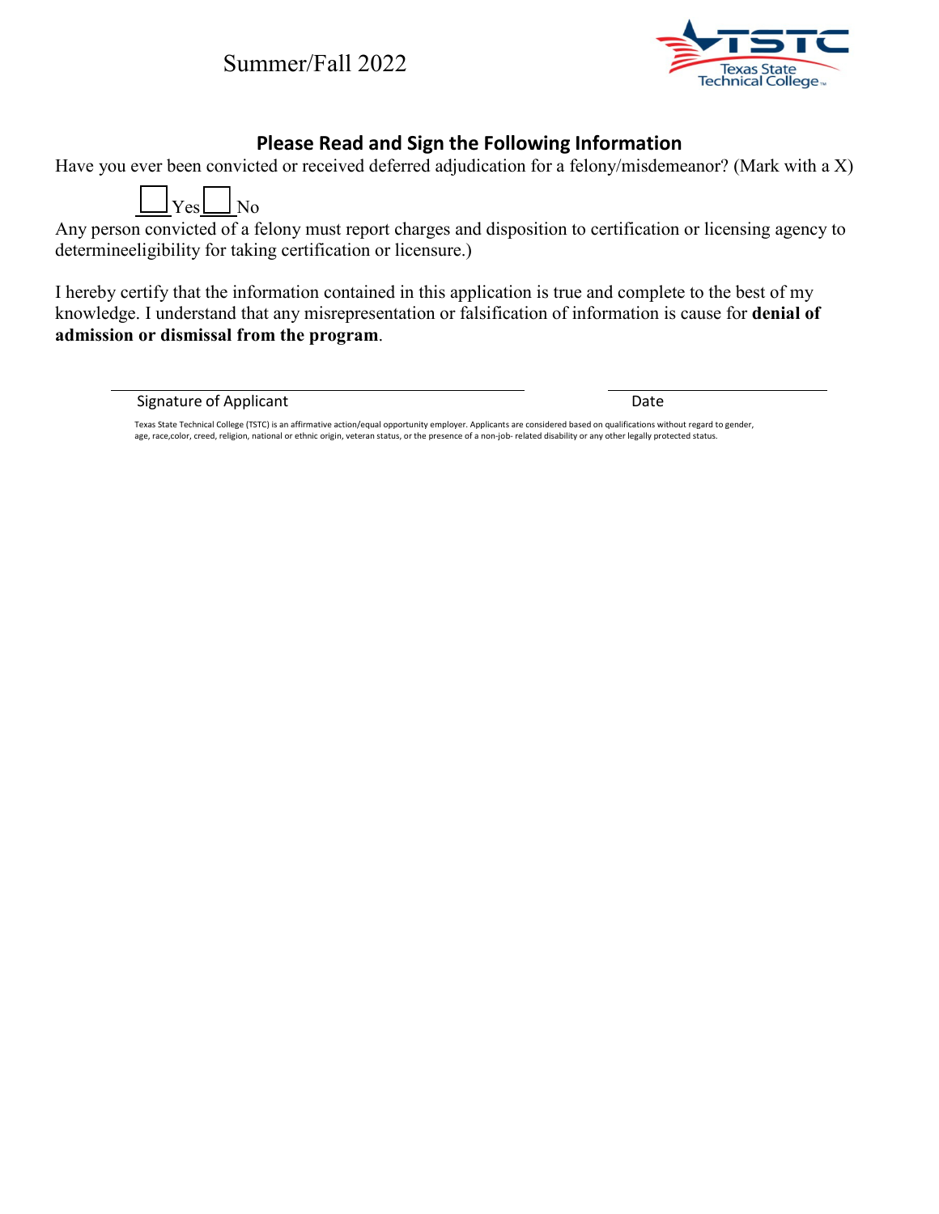Summer/Fall 2022

Texas State Technical College

## Please Read and Sign the Following Information

Have you ever been convicted or received deferred adjudication for a felony/misdemeanor? (Mark with a X)

☐ Yes ☐ No

Any person convicted of a felony must report charges and disposition to certification or licensing agency to determineeligibility for taking certification or licensure.)

I hereby certify that the information contained in this application is true and complete to the best of my knowledge. I understand that any misrepresentation or falsification of information is cause for **denial of admission or dismissal from the program**.

\_\_\_\_\_\_\_\_\_\_\_\_\_\_\_\_\_\_\_\_\_\_\_\_\_\_\_\_\_\_\_\_\_\_\_\_\_\_\_\_ \_\_\_\_\_\_\_\_\_\_\_\_\_\_\_\_\_\_\_\_

Signature of Applicant Date

Texas State Technical College (TSTC) is an affirmative action/equal opportunity employer. Applicants are considered based on qualifications without regard to gender, age, race,color, creed, religion, national or ethnic origin, veteran status, or the presence of a non-job- related disability or any other legally protected status.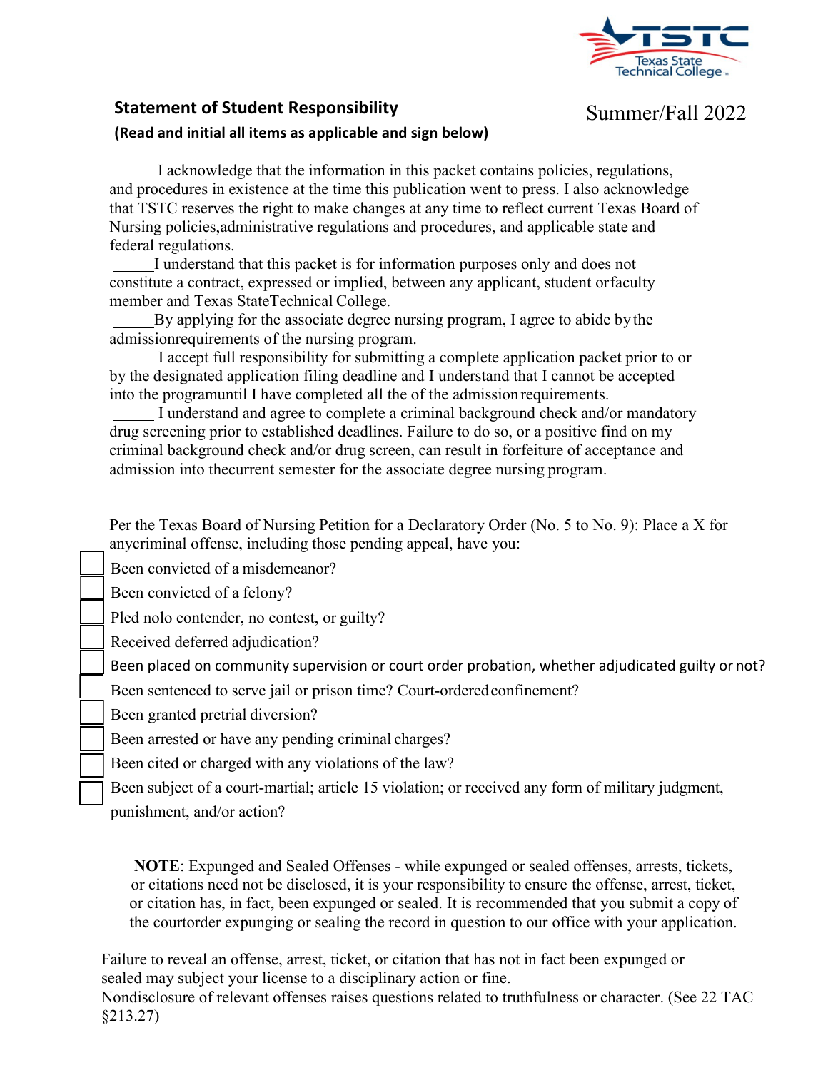## Statement of Student Responsibility

Summer/Fall 2022

**(Read and initial all items as applicable and sign below)**

_____ I acknowledge that the information in this packet contains policies, regulations, and procedures in existence at the time this publication went to press. I also acknowledge that TSTC reserves the right to make changes at any time to reflect current Texas Board of Nursing policies,administrative regulations and procedures, and applicable state and federal regulations.

_____I understand that this packet is for information purposes only and does not constitute a contract, expressed or implied, between any applicant, student orfaculty member and Texas StateTechnical College.

_____By applying for the associate degree nursing program, I agree to abide bythe admissionrequirements of the nursing program.

_____ I accept full responsibility for submitting a complete application packet prior to or by the designated application filing deadline and I understand that I cannot be accepted into the programuntil I have completed all the of the admission requirements.

_____ I understand and agree to complete a criminal background check and/or mandatory drug screening prior to established deadlines. Failure to do so, or a positive find on my criminal background check and/or drug screen, can result in forfeiture of acceptance and admission into thecurrent semester for the associate degree nursing program.

Per the Texas Board of Nursing Petition for a Declaratory Order (No. 5 to No. 9): Place a X for anycriminal offense, including those pending appeal, have you:

- ☐ Been convicted of a misdemeanor?
- ☐ Been convicted of a felony?
- ☐ Pled nolo contender, no contest, or guilty?
- ☐ Received deferred adjudication?
- ☐ Been placed on community supervision or court order probation, whether adjudicated guilty or not?
- ☐ Been sentenced to serve jail or prison time? Court-ordered confinement?
- ☐ Been granted pretrial diversion?
- ☐ Been arrested or have any pending criminal charges?
- ☐ Been cited or charged with any violations of the law?
- ☐ Been subject of a court-martial; article 15 violation; or received any form of military judgment, punishment, and/or action?

**NOTE**: Expunged and Sealed Offenses - while expunged or sealed offenses, arrests, tickets, or citations need not be disclosed, it is your responsibility to ensure the offense, arrest, ticket, or citation has, in fact, been expunged or sealed. It is recommended that you submit a copy of the courtorder expunging or sealing the record in question to our office with your application.

Failure to reveal an offense, arrest, ticket, or citation that has not in fact been expunged or sealed may subject your license to a disciplinary action or fine.
Nondisclosure of relevant offenses raises questions related to truthfulness or character. (See 22 TAC §213.27)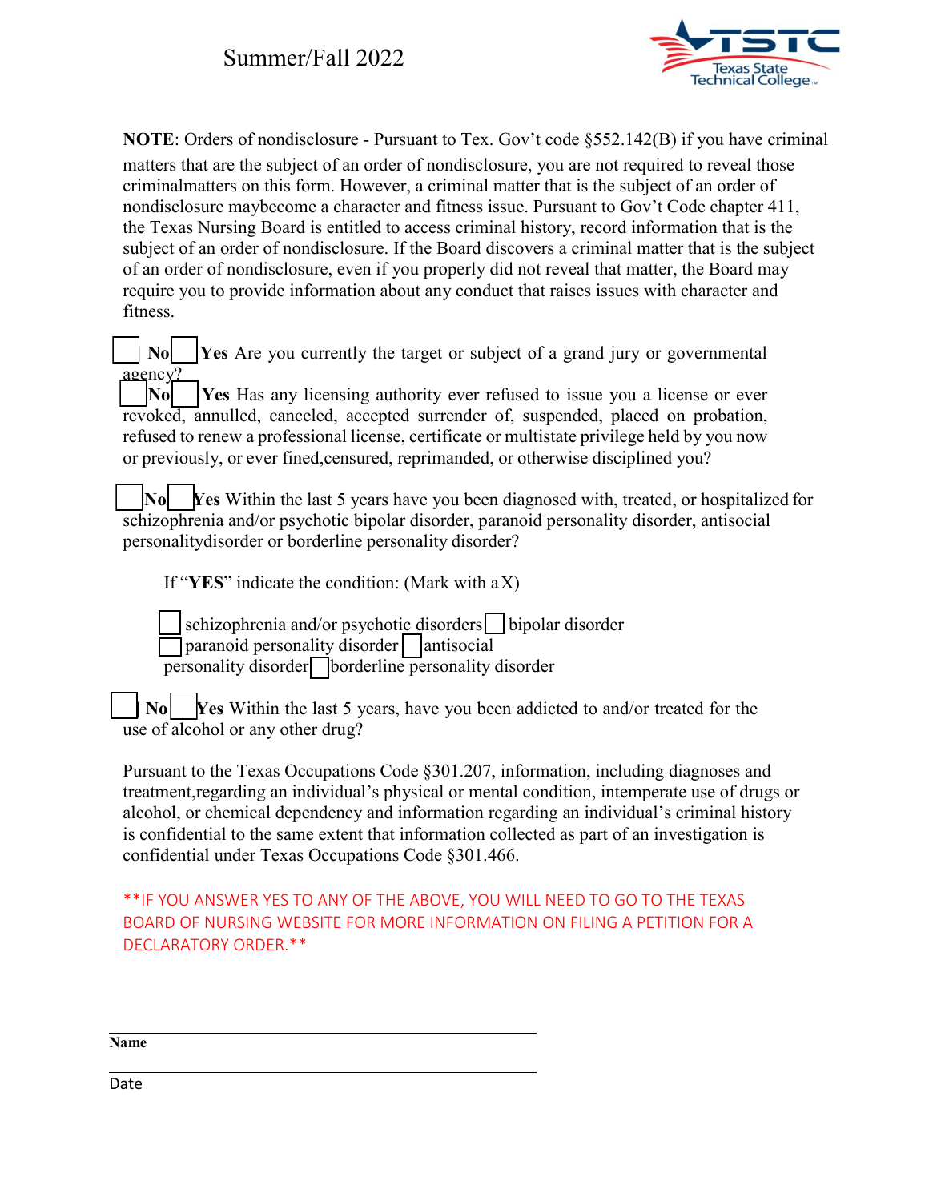Summer/Fall 2022

**NOTE**: Orders of nondisclosure - Pursuant to Tex. Gov't code §552.142(B) if you have criminal matters that are the subject of an order of nondisclosure, you are not required to reveal those criminalmatters on this form. However, a criminal matter that is the subject of an order of nondisclosure maybecome a character and fitness issue. Pursuant to Gov't Code chapter 411, the Texas Nursing Board is entitled to access criminal history, record information that is the subject of an order of nondisclosure. If the Board discovers a criminal matter that is the subject of an order of nondisclosure, even if you properly did not reveal that matter, the Board may require you to provide information about any conduct that raises issues with character and fitness.

☐ **No** ☐ **Yes** Are you currently the target or subject of a grand jury or governmental agency?

☐ **No** ☐ **Yes** Has any licensing authority ever refused to issue you a license or ever revoked, annulled, canceled, accepted surrender of, suspended, placed on probation, refused to renew a professional license, certificate or multistate privilege held by you now or previously, or ever fined,censured, reprimanded, or otherwise disciplined you?

☐ **No** ☐ **Yes** Within the last 5 years have you been diagnosed with, treated, or hospitalized for schizophrenia and/or psychotic bipolar disorder, paranoid personality disorder, antisocial personalitydisorder or borderline personality disorder?

If "**YES**" indicate the condition: (Mark with a X)

☐ schizophrenia and/or psychotic disorders ☐ bipolar disorder
☐ paranoid personality disorder ☐ antisocial personality disorder ☐ borderline personality disorder

☐ **No** ☐ **Yes** Within the last 5 years, have you been addicted to and/or treated for the use of alcohol or any other drug?

Pursuant to the Texas Occupations Code §301.207, information, including diagnoses and treatment,regarding an individual's physical or mental condition, intemperate use of drugs or alcohol, or chemical dependency and information regarding an individual's criminal history is confidential to the same extent that information collected as part of an investigation is confidential under Texas Occupations Code §301.466.

\*\*IF YOU ANSWER YES TO ANY OF THE ABOVE, YOU WILL NEED TO GO TO THE TEXAS BOARD OF NURSING WEBSITE FOR MORE INFORMATION ON FILING A PETITION FOR A DECLARATORY ORDER.\*\*

\_\_\_\_\_\_\_\_\_\_\_\_\_\_\_\_\_\_\_\_\_\_\_\_\_\_\_\_\_\_\_\_\_\_\_\_\_\_\_\_
**Name**

\_\_\_\_\_\_\_\_\_\_\_\_\_\_\_\_\_\_\_\_\_\_\_\_\_\_\_\_\_\_\_\_\_\_\_\_\_\_\_\_
Date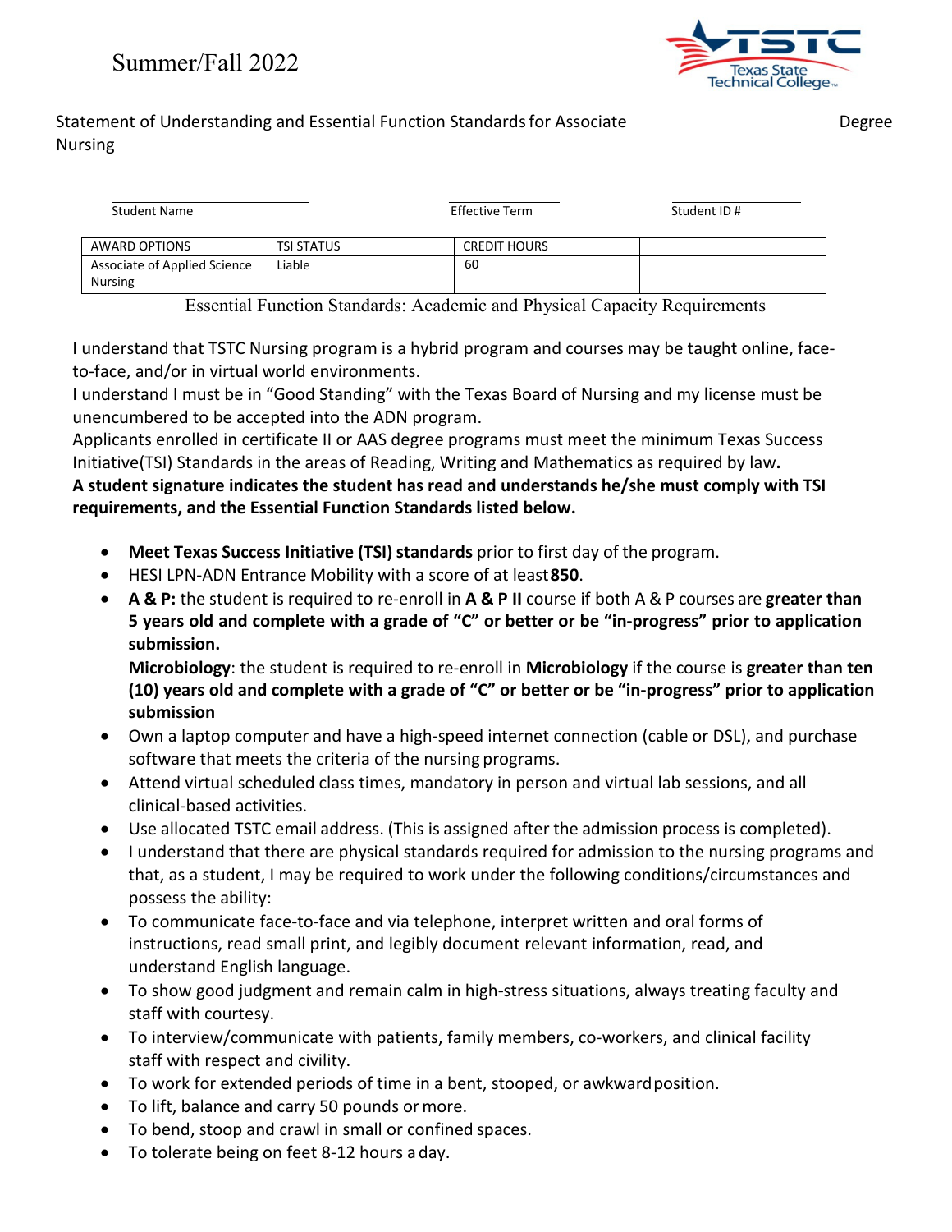Summer/Fall 2022

Statement of Understanding and Essential Function Standards for Associate Degree Nursing

Student Name | Effective Term | Student ID #

| AWARD OPTIONS | TSI STATUS | CREDIT HOURS | |
|---|---|---|---|
| Associate of Applied Science Nursing | Liable | 60 | |

Essential Function Standards: Academic and Physical Capacity Requirements

I understand that TSTC Nursing program is a hybrid program and courses may be taught online, face-to-face, and/or in virtual world environments.

I understand I must be in "Good Standing" with the Texas Board of Nursing and my license must be unencumbered to be accepted into the ADN program.

Applicants enrolled in certificate II or AAS degree programs must meet the minimum Texas Success Initiative(TSI) Standards in the areas of Reading, Writing and Mathematics as required by law**.**

**A student signature indicates the student has read and understands he/she must comply with TSI requirements, and the Essential Function Standards listed below.**

- **Meet Texas Success Initiative (TSI) standards** prior to first day of the program.
- HESI LPN-ADN Entrance Mobility with a score of at least **850**.
- **A & P:** the student is required to re-enroll in **A & P II** course if both A & P courses are **greater than 5 years old and complete with a grade of "C" or better or be "in-progress" prior to application submission.**

  **Microbiology**: the student is required to re-enroll in **Microbiology** if the course is **greater than ten (10) years old and complete with a grade of "C" or better or be "in-progress" prior to application submission**
- Own a laptop computer and have a high-speed internet connection (cable or DSL), and purchase software that meets the criteria of the nursing programs.
- Attend virtual scheduled class times, mandatory in person and virtual lab sessions, and all clinical-based activities.
- Use allocated TSTC email address. (This is assigned after the admission process is completed).
- I understand that there are physical standards required for admission to the nursing programs and that, as a student, I may be required to work under the following conditions/circumstances and possess the ability:
- To communicate face-to-face and via telephone, interpret written and oral forms of instructions, read small print, and legibly document relevant information, read, and understand English language.
- To show good judgment and remain calm in high-stress situations, always treating faculty and staff with courtesy.
- To interview/communicate with patients, family members, co-workers, and clinical facility staff with respect and civility.
- To work for extended periods of time in a bent, stooped, or awkward position.
- To lift, balance and carry 50 pounds or more.
- To bend, stoop and crawl in small or confined spaces.
- To tolerate being on feet 8-12 hours a day.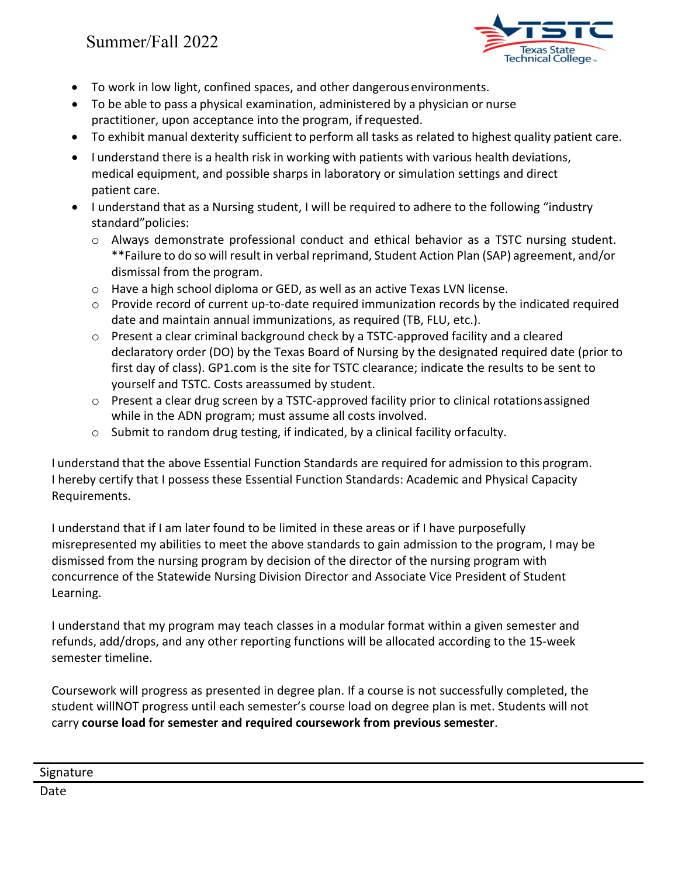- To work in low light, confined spaces, and other dangerous environments.
- To be able to pass a physical examination, administered by a physician or nurse practitioner, upon acceptance into the program, if requested.
- To exhibit manual dexterity sufficient to perform all tasks as related to highest quality patient care.
- I understand there is a health risk in working with patients with various health deviations, medical equipment, and possible sharps in laboratory or simulation settings and direct patient care.
- I understand that as a Nursing student, I will be required to adhere to the following "industry standard"policies:
  - Always demonstrate professional conduct and ethical behavior as a TSTC nursing student. **Failure to do so will result in verbal reprimand, Student Action Plan (SAP) agreement, and/or dismissal from the program.
  - Have a high school diploma or GED, as well as an active Texas LVN license.
  - Provide record of current up-to-date required immunization records by the indicated required date and maintain annual immunizations, as required (TB, FLU, etc.).
  - Present a clear criminal background check by a TSTC-approved facility and a cleared declaratory order (DO) by the Texas Board of Nursing by the designated required date (prior to first day of class). GP1.com is the site for TSTC clearance; indicate the results to be sent to yourself and TSTC. Costs areassumed by student.
  - Present a clear drug screen by a TSTC-approved facility prior to clinical rotationsassigned while in the ADN program; must assume all costs involved.
  - Submit to random drug testing, if indicated, by a clinical facility orfaculty.

I understand that the above Essential Function Standards are required for admission to this program. I hereby certify that I possess these Essential Function Standards: Academic and Physical Capacity Requirements.

I understand that if I am later found to be limited in these areas or if I have purposefully misrepresented my abilities to meet the above standards to gain admission to the program, I may be dismissed from the nursing program by decision of the director of the nursing program with concurrence of the Statewide Nursing Division Director and Associate Vice President of Student Learning.

I understand that my program may teach classes in a modular format within a given semester and refunds, add/drops, and any other reporting functions will be allocated according to the 15-week semester timeline.

Coursework will progress as presented in degree plan. If a course is not successfully completed, the student willNOT progress until each semester's course load on degree plan is met. Students will not carry **course load for semester and required coursework from previous semester**.

Signature

Date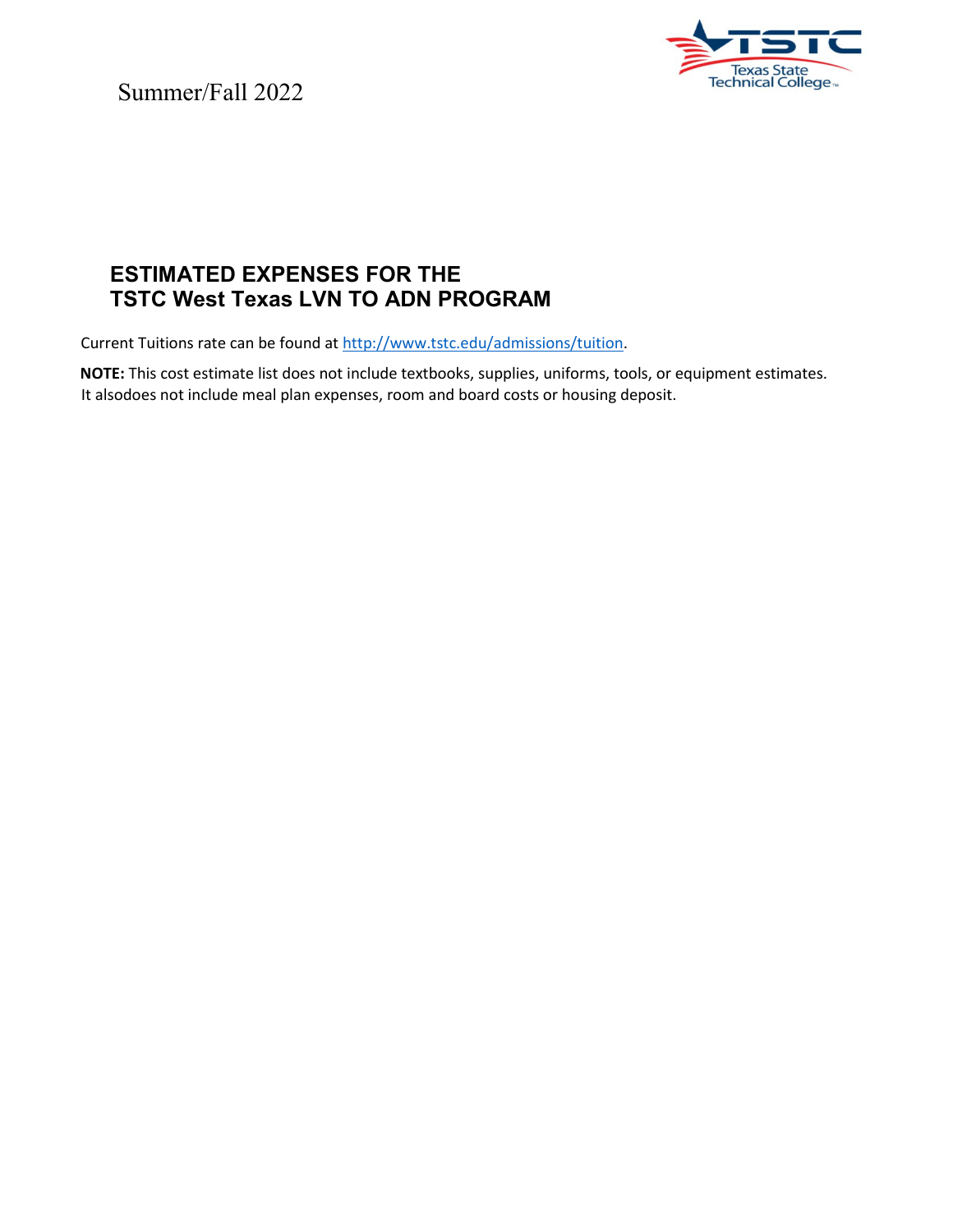Summer/Fall 2022

## ESTIMATED EXPENSES FOR THE TSTC West Texas LVN TO ADN PROGRAM

Current Tuitions rate can be found at http://www.tstc.edu/admissions/tuition.

**NOTE:** This cost estimate list does not include textbooks, supplies, uniforms, tools, or equipment estimates. It alsodoes not include meal plan expenses, room and board costs or housing deposit.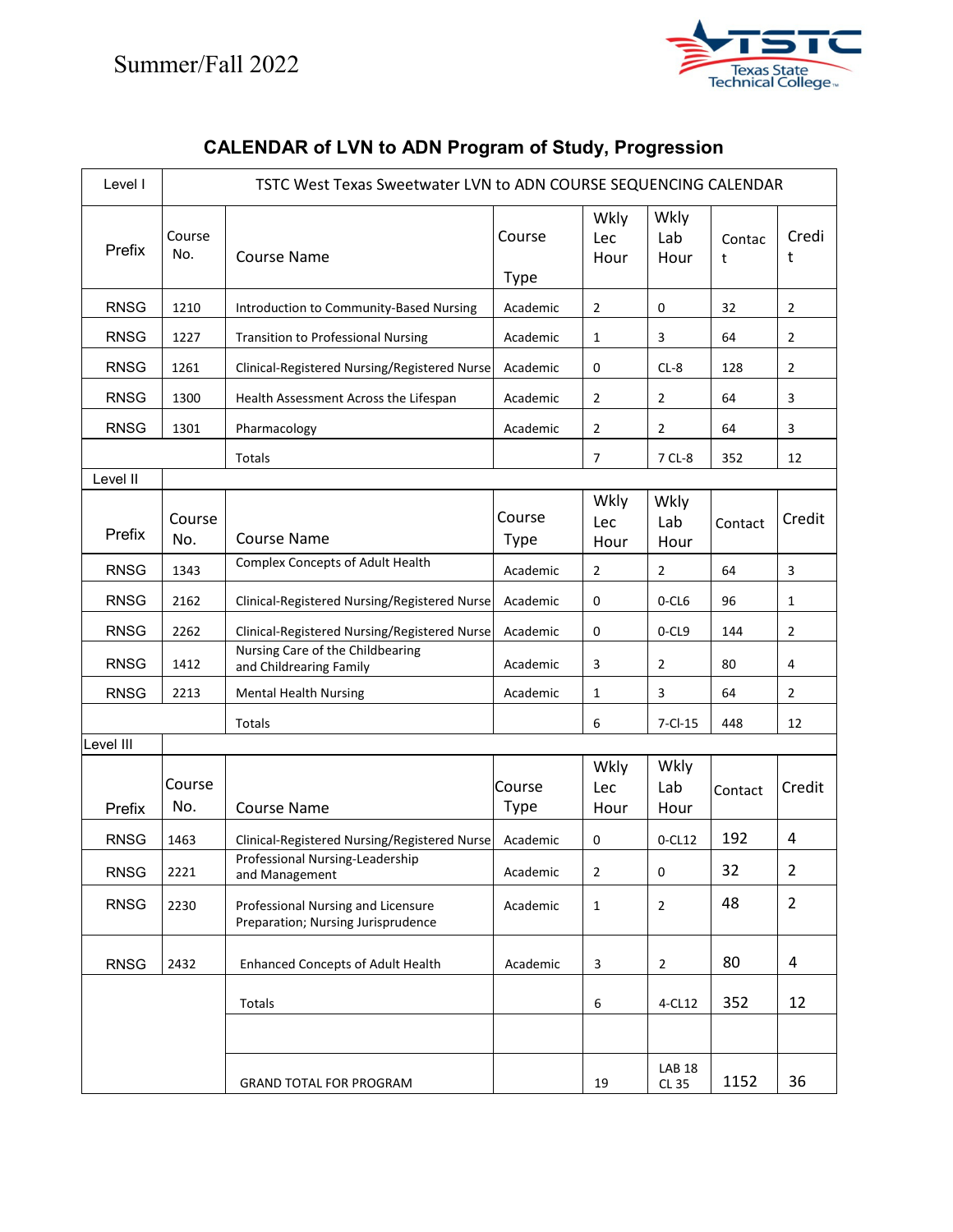Summer/Fall 2022

## CALENDAR of LVN to ADN Program of Study, Progression

| Level I | TSTC West Texas Sweetwater LVN to ADN COURSE SEQUENCING CALENDAR | | | | | | |
|---|---|---|---|---|---|---|---|
| Prefix | Course No. | Course Name | Course Type | Wkly Lec Hour | Wkly Lab Hour | Contact | Credit |
| RNSG | 1210 | Introduction to Community-Based Nursing | Academic | 2 | 0 | 32 | 2 |
| RNSG | 1227 | Transition to Professional Nursing | Academic | 1 | 3 | 64 | 2 |
| RNSG | 1261 | Clinical-Registered Nursing/Registered Nurse | Academic | 0 | CL-8 | 128 | 2 |
| RNSG | 1300 | Health Assessment Across the Lifespan | Academic | 2 | 2 | 64 | 3 |
| RNSG | 1301 | Pharmacology | Academic | 2 | 2 | 64 | 3 |
| | | Totals | | 7 | 7 CL-8 | 352 | 12 |
| Level II | | | | | | | |
| Prefix | Course No. | Course Name | Course Type | Wkly Lec Hour | Wkly Lab Hour | Contact | Credit |
| RNSG | 1343 | Complex Concepts of Adult Health | Academic | 2 | 2 | 64 | 3 |
| RNSG | 2162 | Clinical-Registered Nursing/Registered Nurse | Academic | 0 | 0-CL6 | 96 | 1 |
| RNSG | 2262 | Clinical-Registered Nursing/Registered Nurse | Academic | 0 | 0-CL9 | 144 | 2 |
| RNSG | 1412 | Nursing Care of the Childbearing and Childrearing Family | Academic | 3 | 2 | 80 | 4 |
| RNSG | 2213 | Mental Health Nursing | Academic | 1 | 3 | 64 | 2 |
| | | Totals | | 6 | 7-Cl-15 | 448 | 12 |
| Level III | | | | | | | |
| Prefix | Course No. | Course Name | Course Type | Wkly Lec Hour | Wkly Lab Hour | Contact | Credit |
| RNSG | 1463 | Clinical-Registered Nursing/Registered Nurse | Academic | 0 | 0-CL12 | 192 | 4 |
| RNSG | 2221 | Professional Nursing-Leadership and Management | Academic | 2 | 0 | 32 | 2 |
| RNSG | 2230 | Professional Nursing and Licensure Preparation; Nursing Jurisprudence | Academic | 1 | 2 | 48 | 2 |
| RNSG | 2432 | Enhanced Concepts of Adult Health | Academic | 3 | 2 | 80 | 4 |
| | | Totals | | 6 | 4-CL12 | 352 | 12 |
| | | | | | | | |
| | | GRAND TOTAL FOR PROGRAM | | 19 | LAB 18 CL 35 | 1152 | 36 |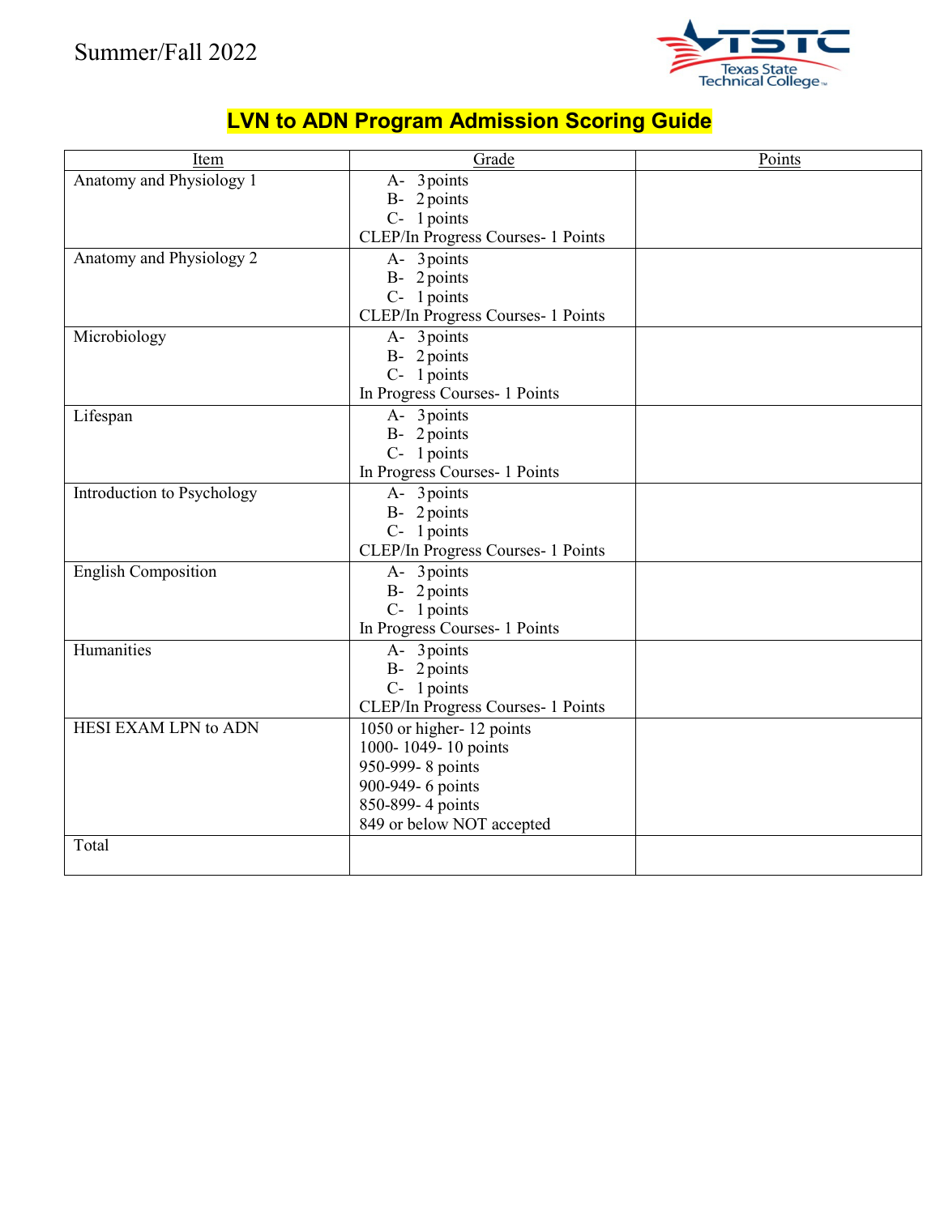Summer/Fall 2022

# LVN to ADN Program Admission Scoring Guide

| Item | Grade | Points |
|---|---|---|
| Anatomy and Physiology 1 | A- 3 points<br>B- 2 points<br>C- 1 points<br>CLEP/In Progress Courses- 1 Points | |
| Anatomy and Physiology 2 | A- 3 points<br>B- 2 points<br>C- 1 points<br>CLEP/In Progress Courses- 1 Points | |
| Microbiology | A- 3 points<br>B- 2 points<br>C- 1 points<br>In Progress Courses- 1 Points | |
| Lifespan | A- 3 points<br>B- 2 points<br>C- 1 points<br>In Progress Courses- 1 Points | |
| Introduction to Psychology | A- 3 points<br>B- 2 points<br>C- 1 points<br>CLEP/In Progress Courses- 1 Points | |
| English Composition | A- 3 points<br>B- 2 points<br>C- 1 points<br>In Progress Courses- 1 Points | |
| Humanities | A- 3 points<br>B- 2 points<br>C- 1 points<br>CLEP/In Progress Courses- 1 Points | |
| HESI EXAM LPN to ADN | 1050 or higher- 12 points<br>1000- 1049- 10 points<br>950-999- 8 points<br>900-949- 6 points<br>850-899- 4 points<br>849 or below NOT accepted | |
| Total | | |